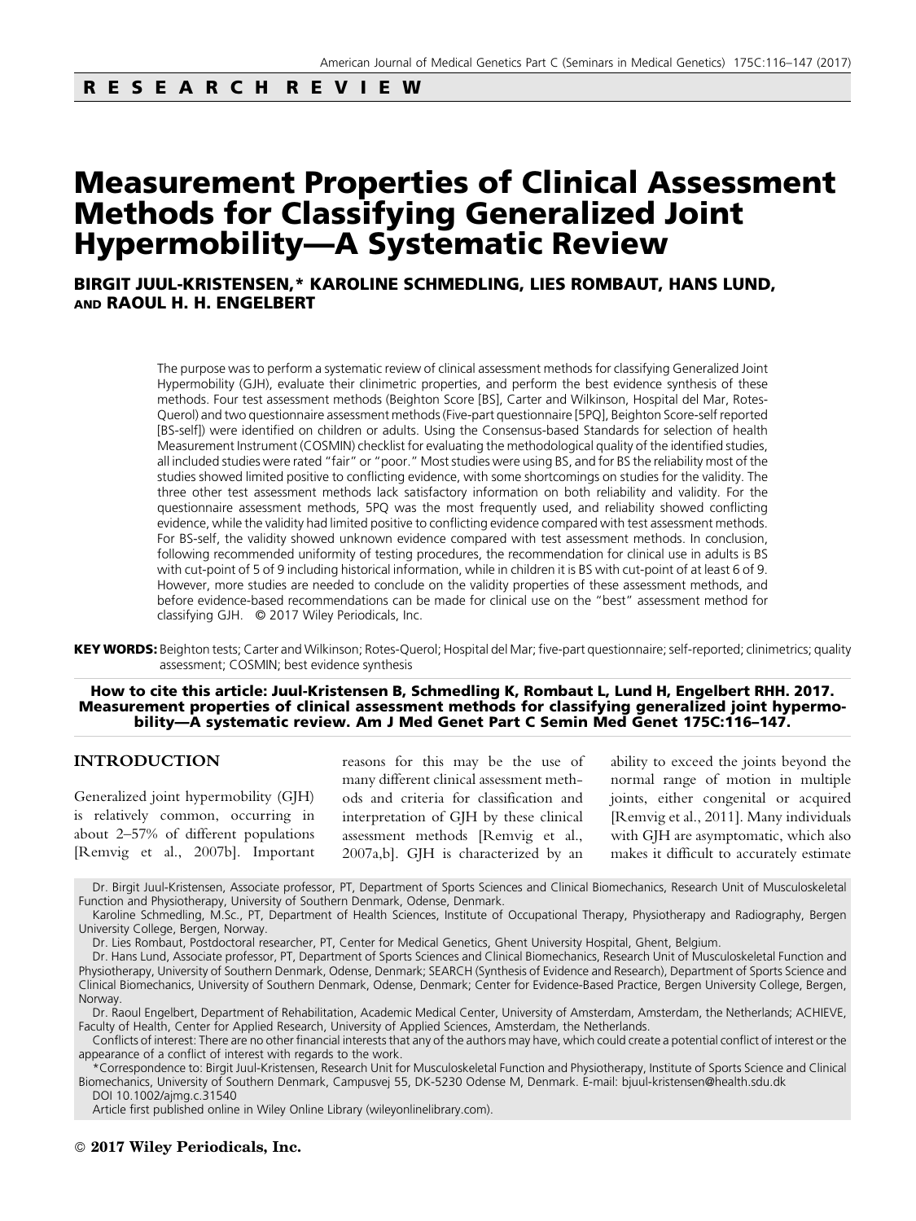RESEARCH REVIEW

# Measurement Properties of Clinical Assessment Methods for Classifying Generalized Joint Hypermobility—A Systematic Review

**BIRGIT JUUL-KRISTENSEN,* KAROLINE SCHMEDLING, LIES ROMBAUT, HANS LUND, AND RAOUL H. H. ENGELBERT**

The purpose was to perform a systematic review of clinical assessment methods for classifying Generalized Joint Hypermobility (GJH), evaluate their clinimetric properties, and perform the best evidence synthesis of these methods. Four test assessment methods (Beighton Score [BS], Carter and Wilkinson, Hospital del Mar, Rotes-Querol) and two questionnaire assessment methods (Five-part questionnaire [5PQ], Beighton Score-self reported [BS-self]) were identified on children or adults. Using the Consensus-based Standards for selection of health Measurement Instrument (COSMIN) checklist for evaluating the methodological quality of the identified studies, all included studies were rated "fair" or "poor." Most studies were using BS, and for BS the reliability most of the studies showed limited positive to conflicting evidence, with some shortcomings on studies for the validity. The three other test assessment methods lack satisfactory information on both reliability and validity. For the questionnaire assessment methods, 5PQ was the most frequently used, and reliability showed conflicting evidence, while the validity had limited positive to conflicting evidence compared with test assessment methods. For BS-self, the validity showed unknown evidence compared with test assessment methods. In conclusion, following recommended uniformity of testing procedures, the recommendation for clinical use in adults is BS with cut-point of 5 of 9 including historical information, while in children it is BS with cut-point of at least 6 of 9. However, more studies are needed to conclude on the validity properties of these assessment methods, and before evidence-based recommendations can be made for clinical use on the "best" assessment method for classifying GJH. © 2017 Wiley Periodicals, Inc.

**KEY WORDS:** Beighton tests; Carter and Wilkinson; Rotes-Querol; Hospital del Mar; five-part questionnaire; self-reported; clinimetrics; quality assessment; COSMIN; best evidence synthesis

**How to cite this article: Juul-Kristensen B, Schmedling K, Rombaut L, Lund H, Engelbert RHH. 2017. Measurement properties of clinical assessment methods for classifying generalized joint hypermobility—A systematic review. Am J Med Genet Part C Semin Med Genet 175C:116–147.**

## INTRODUCTION

Generalized joint hypermobility (GJH) is relatively common, occurring in about 2–57% of different populations [Remvig et al., 2007b]. Important reasons for this may be the use of many different clinical assessment methods and criteria for classification and interpretation of GJH by these clinical assessment methods [Remvig et al., 2007a,b]. GJH is characterized by an ability to exceed the joints beyond the normal range of motion in multiple joints, either congenital or acquired [Remvig et al., 2011]. Many individuals with GJH are asymptomatic, which also makes it difficult to accurately estimate

Dr. Birgit Juul-Kristensen, Associate professor, PT, Department of Sports Sciences and Clinical Biomechanics, Research Unit of Musculoskeletal Function and Physiotherapy, University of Southern Denmark, Odense, Denmark.

Karoline Schmedling, M.Sc., PT, Department of Health Sciences, Institute of Occupational Therapy, Physiotherapy and Radiography, Bergen University College, Bergen, Norway.

Dr. Lies Rombaut, Postdoctoral researcher, PT, Center for Medical Genetics, Ghent University Hospital, Ghent, Belgium.

Dr. Hans Lund, Associate professor, PT, Department of Sports Sciences and Clinical Biomechanics, Research Unit of Musculoskeletal Function and Physiotherapy, University of Southern Denmark, Odense, Denmark; SEARCH (Synthesis of Evidence and Research), Department of Sports Science and Clinical Biomechanics, University of Southern Denmark, Odense, Denmark; Center for Evidence-Based Practice, Bergen University College, Bergen, Norway.

Dr. Raoul Engelbert, Department of Rehabilitation, Academic Medical Center, University of Amsterdam, Amsterdam, the Netherlands; ACHIEVE, Faculty of Health, Center for Applied Research, University of Applied Sciences, Amsterdam, the Netherlands.

Conflicts of interest: There are no other financial interests that any of the authors may have, which could create a potential conflict of interest or the appearance of a conflict of interest with regards to the work.

*Correspondence to: Birgit Juul-Kristensen, Research Unit for Musculoskeletal Function and Physiotherapy, Institute of Sports Science and Clinical Biomechanics, University of Southern Denmark, Campusvej 55, DK-5230 Odense M, Denmark. E-mail: bjuul-kristensen@health.sdu.dk

DOI 10.1002/ajmg.c.31540

Article first published online in Wiley Online Library (wileyonlinelibrary.com).

© 2017 Wiley Periodicals, Inc.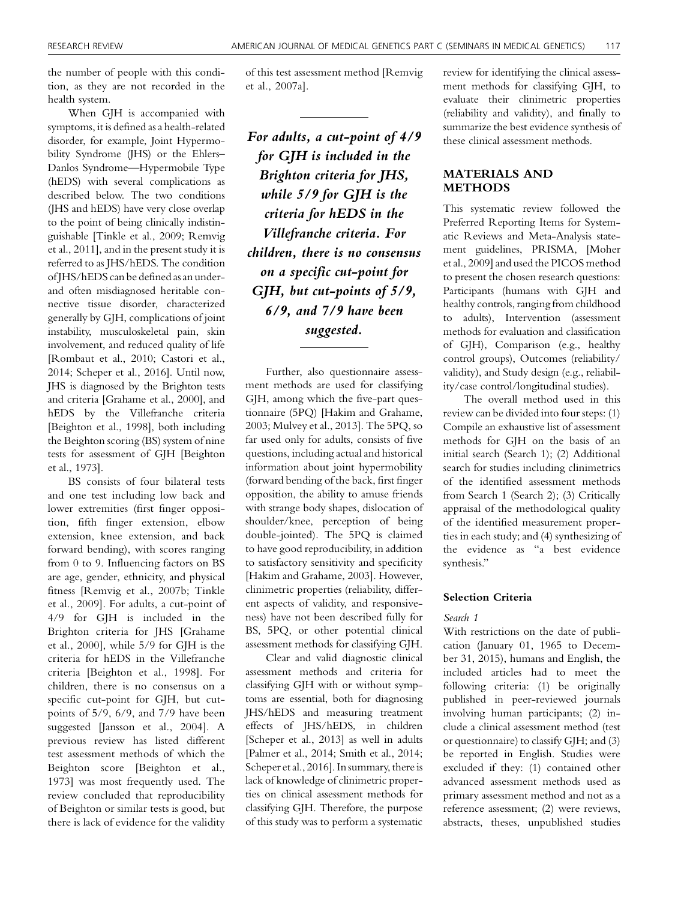the number of people with this condition, as they are not recorded in the health system.

When GJH is accompanied with symptoms, it is defined as a health-related disorder, for example, Joint Hypermobility Syndrome (JHS) or the Ehlers–Danlos Syndrome—Hypermobile Type (hEDS) with several complications as described below. The two conditions (JHS and hEDS) have very close overlap to the point of being clinically indistinguishable [Tinkle et al., 2009; Remvig et al., 2011], and in the present study it is referred to as JHS/hEDS. The condition of JHS/hEDS can be defined as an under- and often misdiagnosed heritable connective tissue disorder, characterized generally by GJH, complications of joint instability, musculoskeletal pain, skin involvement, and reduced quality of life [Rombaut et al., 2010; Castori et al., 2014; Scheper et al., 2016]. Until now, JHS is diagnosed by the Brighton tests and criteria [Grahame et al., 2000], and hEDS by the Villefranche criteria [Beighton et al., 1998], both including the Beighton scoring (BS) system of nine tests for assessment of GJH [Beighton et al., 1973].

BS consists of four bilateral tests and one test including low back and lower extremities (first finger opposition, fifth finger extension, elbow extension, knee extension, and back forward bending), with scores ranging from 0 to 9. Influencing factors on BS are age, gender, ethnicity, and physical fitness [Remvig et al., 2007b; Tinkle et al., 2009]. For adults, a cut-point of 4/9 for GJH is included in the Brighton criteria for JHS [Grahame et al., 2000], while 5/9 for GJH is the criteria for hEDS in the Villefranche criteria [Beighton et al., 1998]. For children, there is no consensus on a specific cut-point for GJH, but cut-points of 5/9, 6/9, and 7/9 have been suggested [Jansson et al., 2004]. A previous review has listed different test assessment methods of which the Beighton score [Beighton et al., 1973] was most frequently used. The review concluded that reproducibility of Beighton or similar tests is good, but there is lack of evidence for the validity of this test assessment method [Remvig et al., 2007a].

*For adults, a cut-point of 4/9 for GJH is included in the Brighton criteria for JHS, while 5/9 for GJH is the criteria for hEDS in the Villefranche criteria. For children, there is no consensus on a specific cut-point for GJH, but cut-points of 5/9, 6/9, and 7/9 have been suggested.*

Further, also questionnaire assessment methods are used for classifying GJH, among which the five-part questionnaire (5PQ) [Hakim and Grahame, 2003; Mulvey et al., 2013]. The 5PQ, so far used only for adults, consists of five questions, including actual and historical information about joint hypermobility (forward bending of the back, first finger opposition, the ability to amuse friends with strange body shapes, dislocation of shoulder/knee, perception of being double-jointed). The 5PQ is claimed to have good reproducibility, in addition to satisfactory sensitivity and specificity [Hakim and Grahame, 2003]. However, clinimetric properties (reliability, different aspects of validity, and responsiveness) have not been described fully for BS, 5PQ, or other potential clinical assessment methods for classifying GJH.

Clear and valid diagnostic clinical assessment methods and criteria for classifying GJH with or without symptoms are essential, both for diagnosing JHS/hEDS and measuring treatment effects of JHS/hEDS, in children [Scheper et al., 2013] as well in adults [Palmer et al., 2014; Smith et al., 2014; Scheper et al., 2016]. In summary, there is lack of knowledge of clinimetric properties on clinical assessment methods for classifying GJH. Therefore, the purpose of this study was to perform a systematic review for identifying the clinical assessment methods for classifying GJH, to evaluate their clinimetric properties (reliability and validity), and finally to summarize the best evidence synthesis of these clinical assessment methods.

## MATERIALS AND METHODS

This systematic review followed the Preferred Reporting Items for Systematic Reviews and Meta-Analysis statement guidelines, PRISMA, [Moher et al., 2009] and used the PICOS method to present the chosen research questions: Participants (humans with GJH and healthy controls, ranging from childhood to adults), Intervention (assessment methods for evaluation and classification of GJH), Comparison (e.g., healthy control groups), Outcomes (reliability/validity), and Study design (e.g., reliability/case control/longitudinal studies).

The overall method used in this review can be divided into four steps: (1) Compile an exhaustive list of assessment methods for GJH on the basis of an initial search (Search 1); (2) Additional search for studies including clinimetrics of the identified assessment methods from Search 1 (Search 2); (3) Critically appraisal of the methodological quality of the identified measurement properties in each study; and (4) synthesizing of the evidence as "a best evidence synthesis."

### Selection Criteria

#### *Search 1*

With restrictions on the date of publication (January 01, 1965 to December 31, 2015), humans and English, the included articles had to meet the following criteria: (1) be originally published in peer-reviewed journals involving human participants; (2) include a clinical assessment method (test or questionnaire) to classify GJH; and (3) be reported in English. Studies were excluded if they: (1) contained other advanced assessment methods used as primary assessment method and not as a reference assessment; (2) were reviews, abstracts, theses, unpublished studies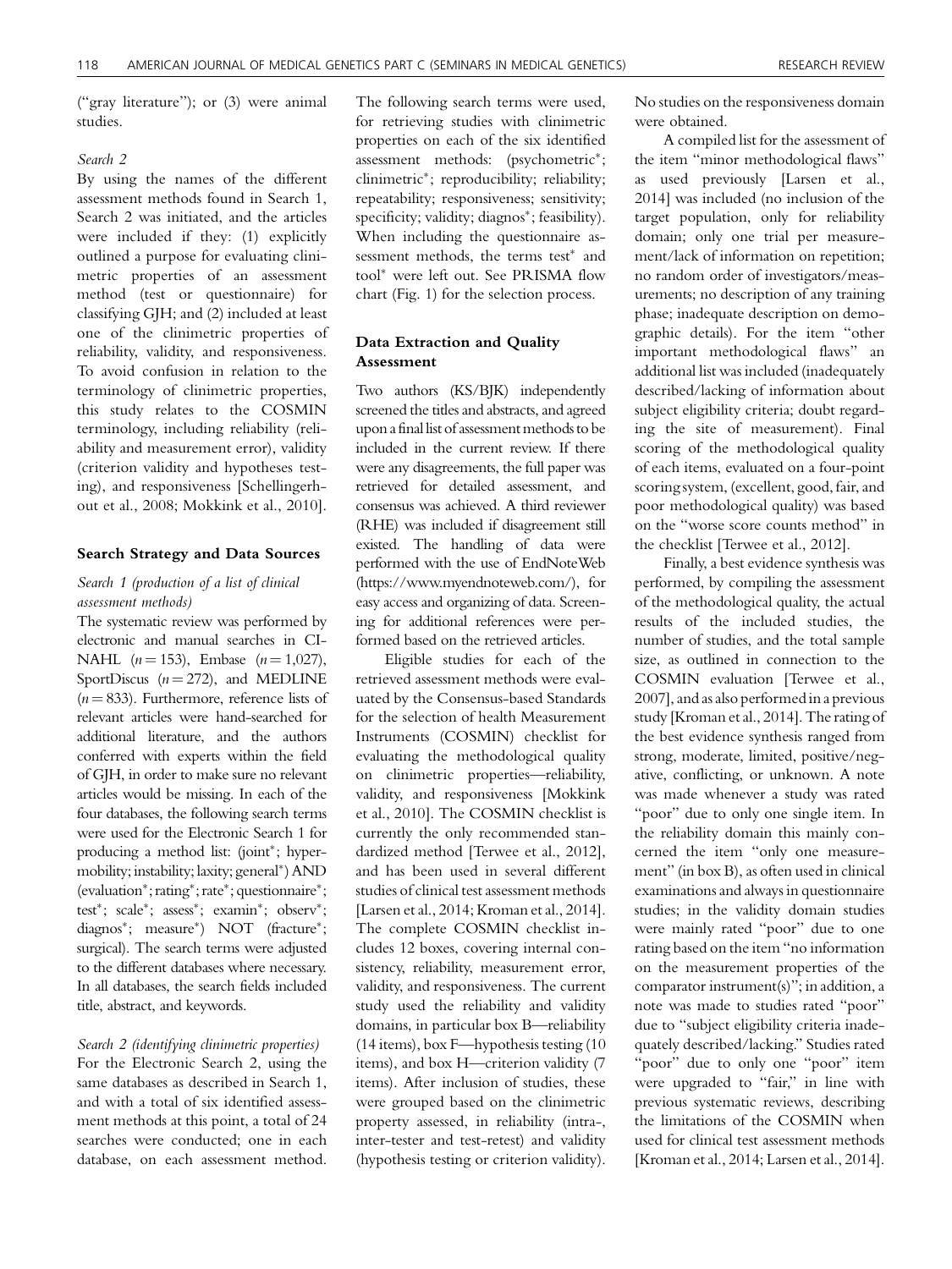("gray literature"); or (3) were animal studies.

*Search 2*

By using the names of the different assessment methods found in Search 1, Search 2 was initiated, and the articles were included if they: (1) explicitly outlined a purpose for evaluating clinimetric properties of an assessment method (test or questionnaire) for classifying GJH; and (2) included at least one of the clinimetric properties of reliability, validity, and responsiveness. To avoid confusion in relation to the terminology of clinimetric properties, this study relates to the COSMIN terminology, including reliability (reliability and measurement error), validity (criterion validity and hypotheses testing), and responsiveness [Schellingerhout et al., 2008; Mokkink et al., 2010].

## Search Strategy and Data Sources

### *Search 1 (production of a list of clinical assessment methods)*

The systematic review was performed by electronic and manual searches in CINAHL ($n = 153$), Embase ($n = 1,027$), SportDiscus ($n = 272$), and MEDLINE ($n = 833$). Furthermore, reference lists of relevant articles were hand-searched for additional literature, and the authors conferred with experts within the field of GJH, in order to make sure no relevant articles would be missing. In each of the four databases, the following search terms were used for the Electronic Search 1 for producing a method list: (joint*; hypermobility; instability; laxity; general*) AND (evaluation*; rating*; rate*; questionnaire*; test*; scale*; assess*; examin*; observ*; diagnos*; measure*) NOT (fracture*; surgical). The search terms were adjusted to the different databases where necessary. In all databases, the search fields included title, abstract, and keywords.

### *Search 2 (identifying clinimetric properties)*

For the Electronic Search 2, using the same databases as described in Search 1, and with a total of six identified assessment methods at this point, a total of 24 searches were conducted; one in each database, on each assessment method. The following search terms were used, for retrieving studies with clinimetric properties on each of the six identified assessment methods: (psychometric*; clinimetric*; reproducibility; reliability; repeatability; responsiveness; sensitivity; specificity; validity; diagnos*; feasibility). When including the questionnaire assessment methods, the terms test* and tool* were left out. See PRISMA flow chart (Fig. 1) for the selection process.

## Data Extraction and Quality Assessment

Two authors (KS/BJK) independently screened the titles and abstracts, and agreed upon a final list of assessment methods to be included in the current review. If there were any disagreements, the full paper was retrieved for detailed assessment, and consensus was achieved. A third reviewer (RHE) was included if disagreement still existed. The handling of data were performed with the use of EndNoteWeb (https://www.myendnoteweb.com/), for easy access and organizing of data. Screening for additional references were performed based on the retrieved articles.

Eligible studies for each of the retrieved assessment methods were evaluated by the Consensus-based Standards for the selection of health Measurement Instruments (COSMIN) checklist for evaluating the methodological quality on clinimetric properties—reliability, validity, and responsiveness [Mokkink et al., 2010]. The COSMIN checklist is currently the only recommended standardized method [Terwee et al., 2012], and has been used in several different studies of clinical test assessment methods [Larsen et al., 2014; Kroman et al., 2014]. The complete COSMIN checklist includes 12 boxes, covering internal consistency, reliability, measurement error, validity, and responsiveness. The current study used the reliability and validity domains, in particular box B—reliability (14 items), box F—hypothesis testing (10 items), and box H—criterion validity (7 items). After inclusion of studies, these were grouped based on the clinimetric property assessed, in reliability (intra-, inter-tester and test-retest) and validity (hypothesis testing or criterion validity). No studies on the responsiveness domain were obtained.

A compiled list for the assessment of the item "minor methodological flaws" as used previously [Larsen et al., 2014] was included (no inclusion of the target population, only for reliability domain; only one trial per measurement/lack of information on repetition; no random order of investigators/measurements; no description of any training phase; inadequate description on demographic details). For the item "other important methodological flaws" an additional list was included (inadequately described/lacking of information about subject eligibility criteria; doubt regarding the site of measurement). Final scoring of the methodological quality of each items, evaluated on a four-point scoring system, (excellent, good, fair, and poor methodological quality) was based on the "worse score counts method" in the checklist [Terwee et al., 2012].

Finally, a best evidence synthesis was performed, by compiling the assessment of the methodological quality, the actual results of the included studies, the number of studies, and the total sample size, as outlined in connection to the COSMIN evaluation [Terwee et al., 2007], and as also performed in a previous study [Kroman et al., 2014]. The rating of the best evidence synthesis ranged from strong, moderate, limited, positive/negative, conflicting, or unknown. A note was made whenever a study was rated "poor" due to only one single item. In the reliability domain this mainly concerned the item "only one measurement" (in box B), as often used in clinical examinations and always in questionnaire studies; in the validity domain studies were mainly rated "poor" due to one rating based on the item "no information on the measurement properties of the comparator instrument(s)"; in addition, a note was made to studies rated "poor" due to "subject eligibility criteria inadequately described/lacking." Studies rated "poor" due to only one "poor" item were upgraded to "fair," in line with previous systematic reviews, describing the limitations of the COSMIN when used for clinical test assessment methods [Kroman et al., 2014; Larsen et al., 2014].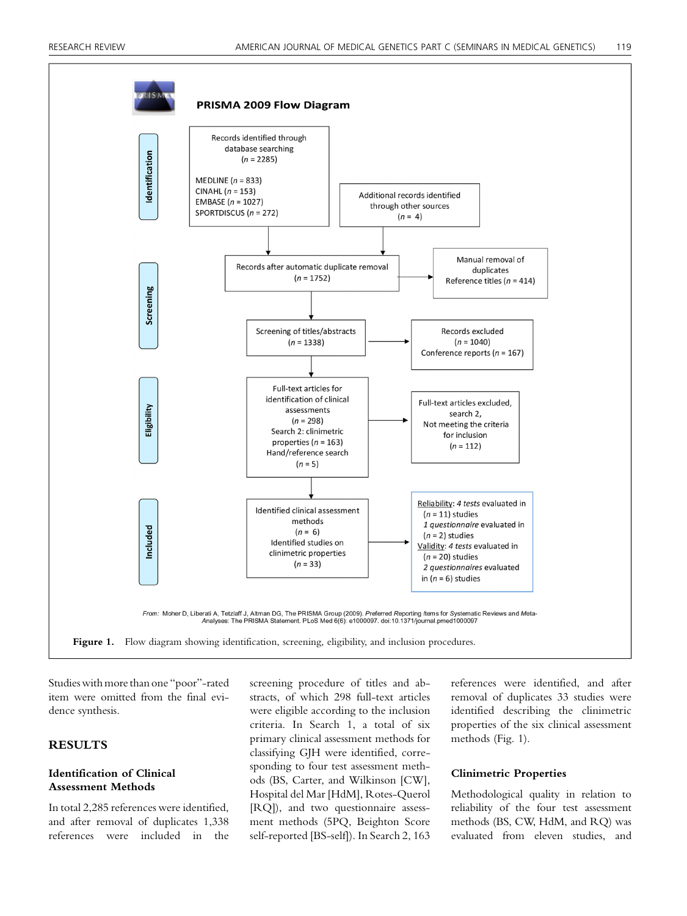PRISMA 2009 Flow Diagram

**Identification**

Records identified through database searching
($n$ = 2285)

MEDLINE ($n$ = 833)
CINAHL ($n$ = 153)
EMBASE ($n$ = 1027)
SPORTDISCUS ($n$ = 272)

Additional records identified through other sources
($n$ = 4)

**Screening**

Records after automatic duplicate removal
($n$ = 1752)

Manual removal of duplicates
Reference titles ($n$ = 414)

Screening of titles/abstracts
($n$ = 1338)

Records excluded
($n$ = 1040)
Conference reports ($n$ = 167)

**Eligibility**

Full-text articles for identification of clinical assessments
($n$ = 298)
Search 2: clinimetric properties ($n$ = 163)
Hand/reference search
($n$ = 5)

Full-text articles excluded, search 2,
Not meeting the criteria for inclusion
($n$ = 112)

**Included**

Identified clinical assessment methods
($n$ = 6)
Identified studies on clinimetric properties
($n$ = 33)

Reliability: *4 tests* evaluated in ($n$ = 11) studies
*1 questionnaire* evaluated in ($n$ = 2) studies
Validity: *4 tests* evaluated in ($n$ = 20) studies
*2 questionnaires* evaluated in ($n$ = 6) studies

*From:* Moher D, Liberati A, Tetzlaff J, Altman DG, The PRISMA Group (2009). *P*referred *R*eporting *I*tems for *S*ystematic Reviews and *M*eta-*A*nalyses: The PRISMA Statement. PLoS Med 6(6): e1000097. doi:10.1371/journal.pmed1000097

**Figure 1.** Flow diagram showing identification, screening, eligibility, and inclusion procedures.

Studies with more than one "poor"-rated item were omitted from the final evidence synthesis.

## RESULTS

### Identification of Clinical Assessment Methods

In total 2,285 references were identified, and after removal of duplicates 1,338 references were included in the screening procedure of titles and abstracts, of which 298 full-text articles were eligible according to the inclusion criteria. In Search 1, a total of six primary clinical assessment methods for classifying GJH were identified, corresponding to four test assessment methods (BS, Carter, and Wilkinson [CW], Hospital del Mar [HdM], Rotes-Querol [RQ]), and two questionnaire assessment methods (5PQ, Beighton Score self-reported [BS-self]). In Search 2, 163 references were identified, and after removal of duplicates 33 studies were identified describing the clinimetric properties of the six clinical assessment methods (Fig. 1).

### Clinimetric Properties

Methodological quality in relation to reliability of the four test assessment methods (BS, CW, HdM, and RQ) was evaluated from eleven studies, and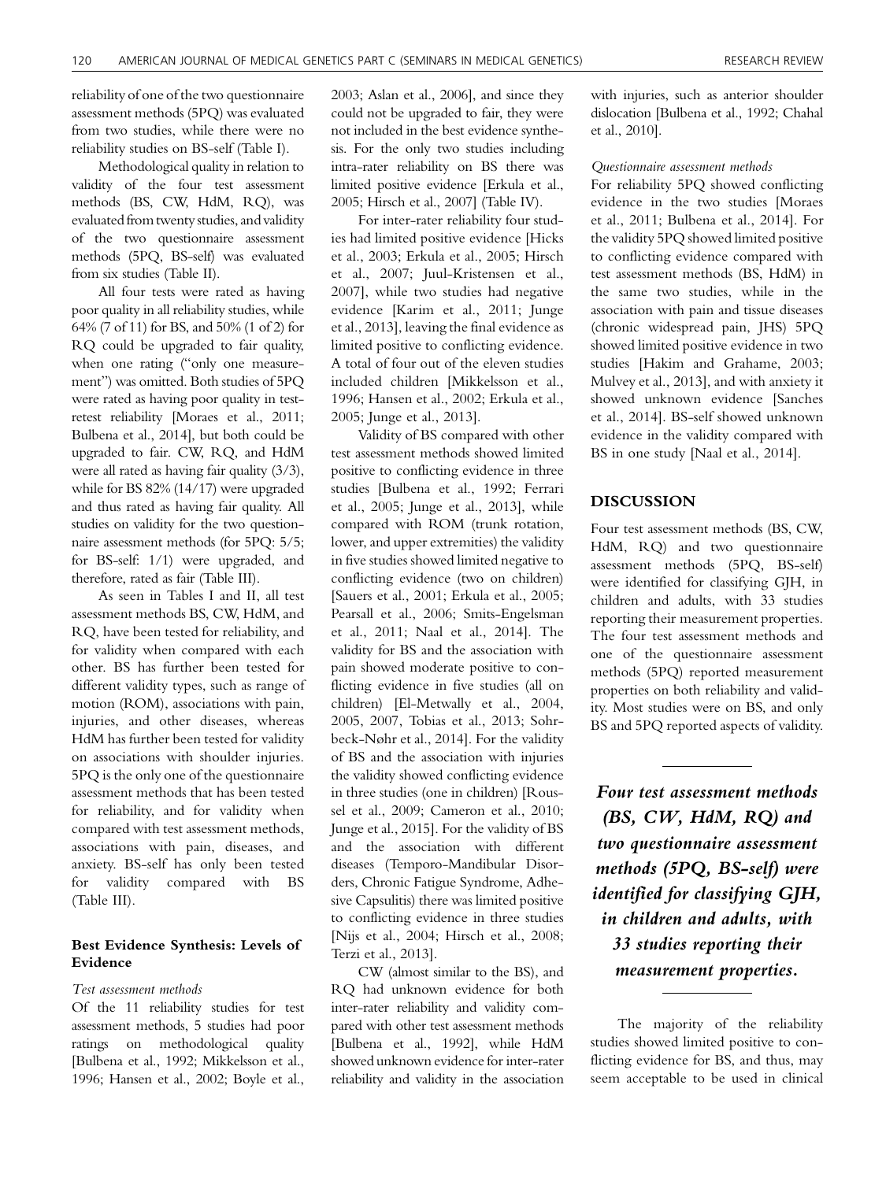reliability of one of the two questionnaire assessment methods (5PQ) was evaluated from two studies, while there were no reliability studies on BS-self (Table I).

Methodological quality in relation to validity of the four test assessment methods (BS, CW, HdM, RQ), was evaluated from twenty studies, and validity of the two questionnaire assessment methods (5PQ, BS-self) was evaluated from six studies (Table II).

All four tests were rated as having poor quality in all reliability studies, while 64% (7 of 11) for BS, and 50% (1 of 2) for RQ could be upgraded to fair quality, when one rating ("only one measurement") was omitted. Both studies of 5PQ were rated as having poor quality in test-retest reliability [Moraes et al., 2011; Bulbena et al., 2014], but both could be upgraded to fair. CW, RQ, and HdM were all rated as having fair quality (3/3), while for BS 82% (14/17) were upgraded and thus rated as having fair quality. All studies on validity for the two questionnaire assessment methods (for 5PQ: 5/5; for BS-self: 1/1) were upgraded, and therefore, rated as fair (Table III).

As seen in Tables I and II, all test assessment methods BS, CW, HdM, and RQ, have been tested for reliability, and for validity when compared with each other. BS has further been tested for different validity types, such as range of motion (ROM), associations with pain, injuries, and other diseases, whereas HdM has further been tested for validity on associations with shoulder injuries. 5PQ is the only one of the questionnaire assessment methods that has been tested for reliability, and for validity when compared with test assessment methods, associations with pain, diseases, and anxiety. BS-self has only been tested for validity compared with BS (Table III).

### Best Evidence Synthesis: Levels of Evidence

*Test assessment methods*

Of the 11 reliability studies for test assessment methods, 5 studies had poor ratings on methodological quality [Bulbena et al., 1992; Mikkelsson et al., 1996; Hansen et al., 2002; Boyle et al., 2003; Aslan et al., 2006], and since they could not be upgraded to fair, they were not included in the best evidence synthesis. For the only two studies including intra-rater reliability on BS there was limited positive evidence [Erkula et al., 2005; Hirsch et al., 2007] (Table IV).

For inter-rater reliability four studies had limited positive evidence [Hicks et al., 2003; Erkula et al., 2005; Hirsch et al., 2007; Juul-Kristensen et al., 2007], while two studies had negative evidence [Karim et al., 2011; Junge et al., 2013], leaving the final evidence as limited positive to conflicting evidence. A total of four out of the eleven studies included children [Mikkelsson et al., 1996; Hansen et al., 2002; Erkula et al., 2005; Junge et al., 2013].

Validity of BS compared with other test assessment methods showed limited positive to conflicting evidence in three studies [Bulbena et al., 1992; Ferrari et al., 2005; Junge et al., 2013], while compared with ROM (trunk rotation, lower, and upper extremities) the validity in five studies showed limited negative to conflicting evidence [Sauers et al., 2001; Erkula et al., 2005; Pearsall et al., 2006; Smits-Engelsman et al., 2011; Naal et al., 2014]. The validity for BS and the association with pain showed moderate positive to conflicting evidence (two on children) [El-Metwally et al., 2004, 2005, 2007, Tobias et al., 2013; Sohrbeck-Nøhr et al., 2014]. For the validity of BS and the association with injuries the validity showed conflicting evidence in three studies (one in children) [Roussel et al., 2009; Cameron et al., 2010; Junge et al., 2015]. For the validity of BS and the association with different diseases (Temporo-Mandibular Disorders, Chronic Fatigue Syndrome, Adhesive Capsulitis) there was limited positive to conflicting evidence in three studies [Nijs et al., 2004; Hirsch et al., 2008; Terzi et al., 2013].

CW (almost similar to the BS), and RQ had unknown evidence for both inter-rater reliability and validity compared with other test assessment methods [Bulbena et al., 1992], while HdM showed unknown evidence for inter-rater reliability and validity in the association with injuries, such as anterior shoulder dislocation [Bulbena et al., 1992; Chahal et al., 2010].

*Questionnaire assessment methods*

For reliability 5PQ showed conflicting evidence in the two studies [Moraes et al., 2011; Bulbena et al., 2014]. For the validity 5PQ showed limited positive to conflicting evidence compared with test assessment methods (BS, HdM) in the same two studies, while in the association with pain and tissue diseases (chronic widespread pain, JHS) 5PQ showed limited positive evidence in two studies [Hakim and Grahame, 2003; Mulvey et al., 2013], and with anxiety it showed unknown evidence [Sanches et al., 2014]. BS-self showed unknown evidence in the validity compared with BS in one study [Naal et al., 2014].

## DISCUSSION

Four test assessment methods (BS, CW, HdM, RQ) and two questionnaire assessment methods (5PQ, BS-self) were identified for classifying GJH, in children and adults, with 33 studies reporting their measurement properties. The four test assessment methods and one of the questionnaire assessment methods (5PQ) reported measurement properties on both reliability and validity. Most studies were on BS, and only BS and 5PQ reported aspects of validity.

> ***Four test assessment methods (BS, CW, HdM, RQ) and two questionnaire assessment methods (5PQ, BS-self) were identified for classifying GJH, in children and adults, with 33 studies reporting their measurement properties.***

The majority of the reliability studies showed limited positive to conflicting evidence for BS, and thus, may seem acceptable to be used in clinical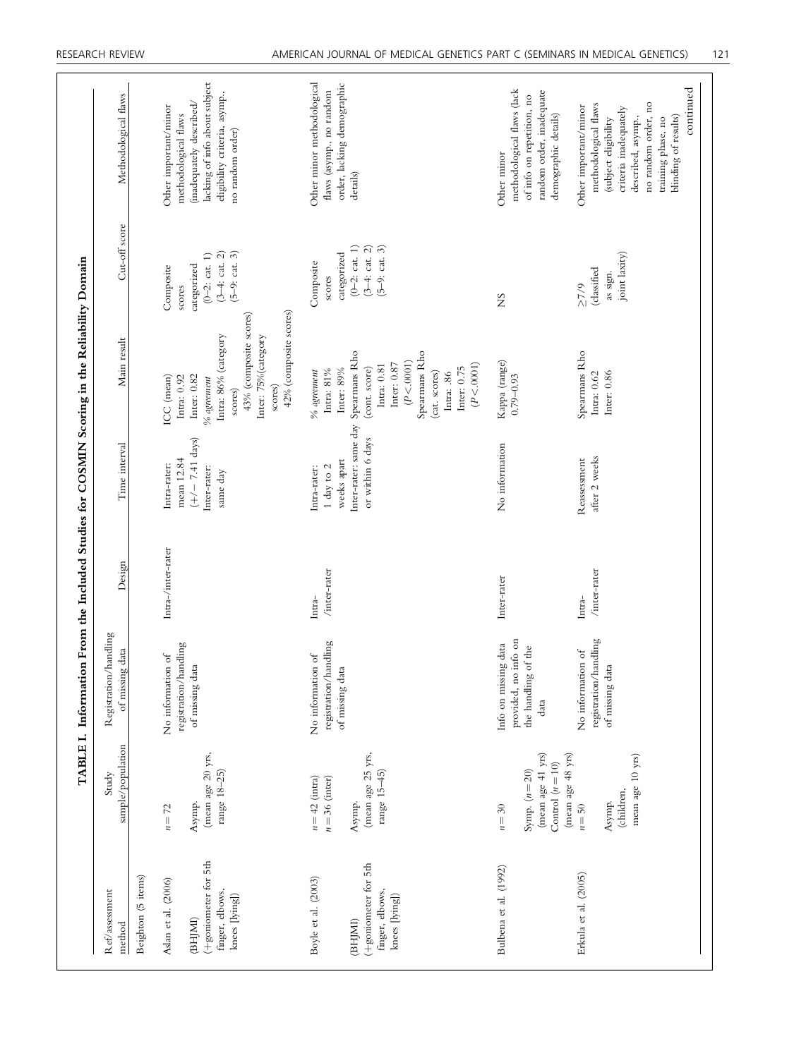**TABLE I. Information From the Included Studies for COSMIN Scoring in the Reliability Domain**

| Ref/assessment method | Study sample/population | Registration/handling of missing data | Design | Time interval | Main result | Cut-off score | Methodological flaws |
|---|---|---|---|---|---|---|---|
| Beighton (5 items) | | | | | | | |
| Aslan et al. (2006) (BHJMI) (+goniometer for 5th finger, elbows, knees [lying]) | $n = 72$ Asymp. (mean age 20 yrs, range 18–25) | No information of registration/handling of missing data | Intra-/inter-rater | Intra-rater: mean 12.84 (+/− 7.41 days) Inter-rater: same day | ICC (mean) Intra: 0.92 Inter: 0.82 *% agreement* Intra: 86% (category scores) 43% (composite scores) Inter: 75%(category scores) 42% (composite scores) | Composite scores categorized (0–2: cat. 1) (3–4: cat. 2) (5–9: cat. 3) | Other important/minor methodological flaws (inadequately described/lacking of info about subject eligibility criteria, asymp., no random order) |
| Boyle et al. (2003) (BHJMI) (+goniometer for 5th finger, elbows, knees [lying]) | $n = 42$ (intra) $n = 36$ (inter) Asymp. (mean age 25 yrs, range 15–45) | No information of registration/handling of missing data | Intra-/inter-rater | Intra-rater: 1 day to 2 weeks apart Inter-rater: same day or within 6 days | *% agreement* Intra: 81% Inter: 89% Spearmans Rho (cont. score) Intra: 0.81 Inter: 0.87 ($P < .0001$) Spearmans Rho (cat. scores) Intra: .86 Inter: 0.75 ($P < .0001$) | Composite scores categorized (0–2: cat. 1) (3–4: cat. 2) (5–9: cat. 3) | Other minor methodological flaws (asymp., no random order, lacking demographic details) |
| Bulbena et al. (1992) | $n = 30$ Symp. ($n = 20$) (mean age 41 yrs) Control ($n = 10$) (mean age 48 yrs) | Info on missing data provided, no info on the handling of the data | Inter-rater | No information | Kappa (range) 0.79–0.93 | NS | Other minor methodological flaws (lack of info on repetition, no random order, inadequate demographic details) |
| Erkula et al. (2005) | $n = 50$ Asymp. (children, mean age 10 yrs) | No information of registration/handling of missing data | Intra-/inter-rater | Reassessment after 2 weeks | Spearmans Rho Intra: 0.62 Inter: 0.86 | ≥7/9 (classified as sign. joint laxity) | Other important/minor methodological flaws (subject eligibility criteria inadequately described, asymp., no random order, no training phase, no blinding of results) |

continued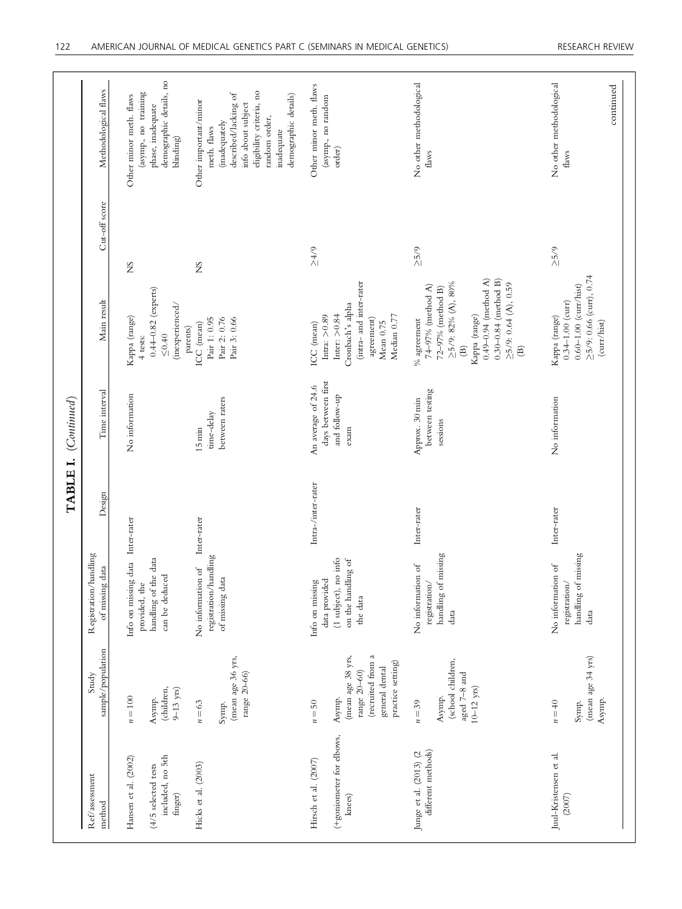**TABLE I.** *(Continued)*

| Ref/assessment method | Study sample/population | Registration/handling of missing data | Design | Time interval | Main result | Cut-off score | Methodological flaws |
|---|---|---|---|---|---|---|---|
| Hansen et al. (2002) (4/5 selected tests included, no 5th finger) | $n = 100$ Asymp. (children, 9–13 yrs) | Info on missing data provided, the handling of the data can be deduced | Inter-rater | No information | Kappa (range) 4 tests: 0.44–0.82 (experts) ≤0.40 (inexperienced/parents) | NS | Other minor meth. flaws (asymp., no training phase, inadequate demographic details, no blinding) |
| Hicks et al. (2003) | $n = 63$ Symp. (mean age 36 yrs, range 20–66) | No information of registration/handling of missing data | Inter-rater | 15 min time-delay between raters | ICC (mean) Pair 1: 0.95 Pair 2: 0.76 Pair 3: 0.66 | NS | Other important/minor meth. flaws (inadequately described/lacking of info about subject eligibility criteria, no random order, inadequate demographic details) |
| Hirsch et al. (2007) (+goniometer for elbows, knees) | $n = 50$ Asymp. (mean age 38 yrs, range 20–60) (recruited from a general dental practice setting) | Info on missing data provided (1 subject), no info on the handling of the data | Intra-/inter-rater | An average of 24.6 days between first and follow-up exam | ICC (mean) Intra: >0.89 Inter: >0.84 Cronbach's alpha (intra- and inter-rater agreement) Mean 0.75 Median 0.77 | ≥4/9 | Other minor meth. flaws (asymp., no random order) |
| Junge et al. (2013) (2 different methods) | $n = 39$ Asymp. (school children, aged 7–8 and 10–12 yrs) | No information of registration/handling of missing data | Inter-rater | Approx. 30 min between testing sessions | % agreement 74–97% (method A) 72–97% (method B) ≥5/9: 82% (A), 80% (B) Kappa (range) 0.49–0.94 (method A) 0.30–0.84 (method B) ≥5/9: 0.64 (A), 0.59 (B) | ≥5/9 | No other methodological flaws |
| Juul-Kristensen et al. (2007) | $n = 40$ Symp. (mean age 34 yrs) Asymp. | No information of registration/handling of missing data | Inter-rater | No information | Kappa (range) 0.34–1.00 (curr) 0.60–1.00 (curr/hist) ≥5/9: 0.66 (curr), 0.74 (curr/hist) | ≥5/9 | No other methodological flaws |

continued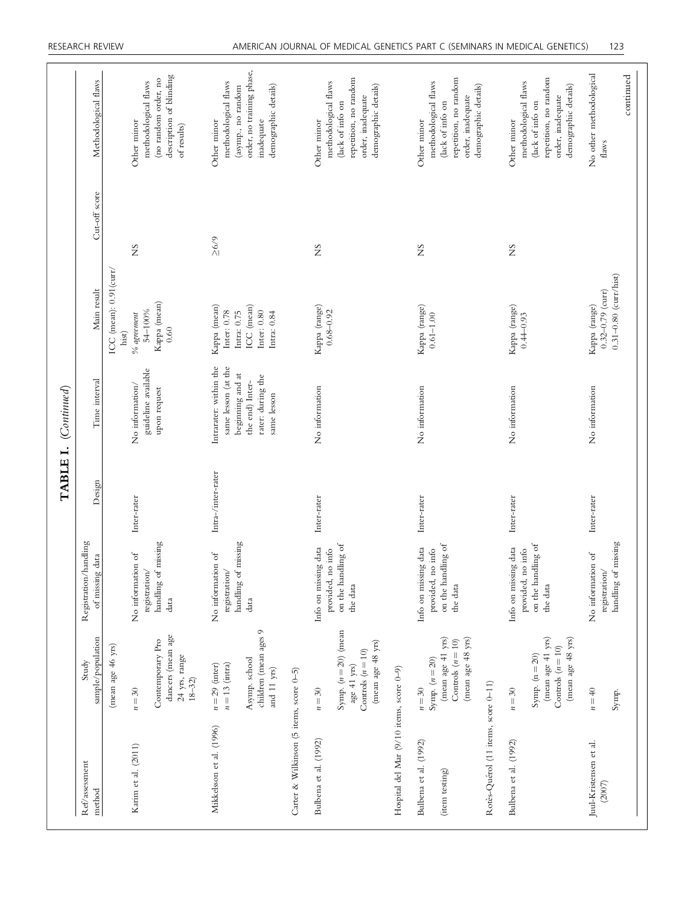**TABLE I.** (*Continued*)

| Ref/assessment method | Study sample/population | Registration/handling of missing data | Design | Time interval | Main result | Cut-off score | Methodological flaws |
|---|---|---|---|---|---|---|---|
| | (mean age 46 yrs) | | | | | | |
| Karim et al. (2011) | $n = 30$ Contemporary Pro dancers (mean age 24 yrs, range 18–32) | No information of registration/ handling of missing data | Inter-rater | No information/ guideline available upon request | ICC (mean): 0.91(curr/ hist) *% agreement* 54–100% Kappa (mean) 0.60 | NS | Other minor methodological flaws (no random order, no description of blinding of results) |
| Mikkelsson et al. (1996) | $n = 29$ (inter) $n = 13$ (intra) Asymp. school children (mean ages 9 and 11 yrs) | No information of registration/ handling of missing data | Intra-/inter-rater | Intrarater: within the same lesson (at the beginning and at the end) Inter-rater: during the same lesson | Kappa (mean) Inter: 0.78 Intra: 0.75 ICC (mean) Inter: 0.80 Intra: 0.84 | ≥6/9 | Other minor methodological flaws (asymp., no random order, no training phase, inadequate demographic details) |
| Carter & Wilkinson (5 items, score 0–5) | | | | | | | |
| Bulbena et al. (1992) | $n = 30$ Symp. ($n = 20$) (mean age 41 yrs) Controls ($n = 10$) (mean age 48 yrs) | Info on missing data provided, no info on the handling of the data | Inter-rater | No information | Kappa (range) 0.68–0.92 | NS | Other minor methodological flaws (lack of info on repetition, no random order, inadequate demographic details) |
| Hospital del Mar (9/10 items, score 0–9) | | | | | | | |
| Bulbena et al. (1992) (item testing) | $n = 30$ Symp. ($n = 20$) (mean age 41 yrs) Controls ($n = 10$) (mean age 48 yrs) | Info on missing data provided, no info on the handling of the data | Inter-rater | No information | Kappa (range) 0.61–1.00 | NS | Other minor methodological flaws (lack of info on repetition, no random order, inadequate demographic details) |
| Rotés-Quérol (11 items, score 0–11) | | | | | | | |
| Bulbena et al. (1992) | $n = 30$ Symp. (n = 20) (mean age 41 yrs) Controls ($n = 10$) (mean age 48 yrs) | Info on missing data provided, no info on the handling of the data | Inter-rater | No information | Kappa (range) 0.44–0.93 | NS | Other minor methodological flaws (lack of info on repetition, no random order, inadequate demographic details) |
| Juul-Kristensen et al. (2007) | $n = 40$ Symp. | No information of registration/ handling of missing | Inter-rater | No information | Kappa (range) 0.32–0.79 (curr) 0.31–0.80 (curr/hist) | | No other methodological flaws |

continued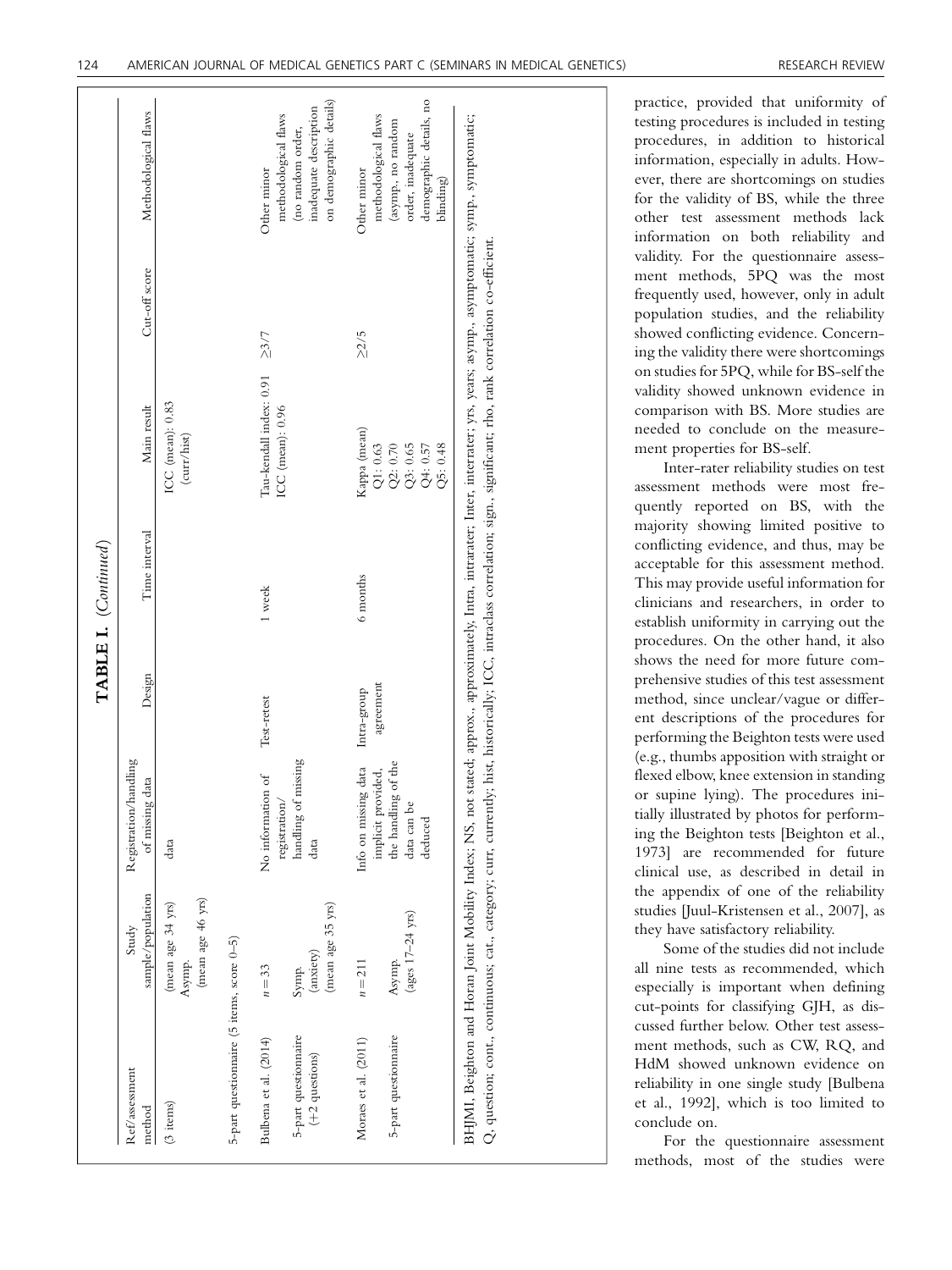TABLE I. (Continued)

| Ref/assessment method | Study sample/population | Registration/handling of missing data | Design | Time interval | Main result | Cut-off score | Methodological flaws |
|---|---|---|---|---|---|---|---|
| (3 items) | (mean age 34 yrs) Asymp. (mean age 46 yrs) | data | | | ICC (mean): 0.83 (curr/hist) | | |
| 5-part questionnaire (5 items, score 0–5) | | | | | | | |
| Bulbena et al. (2014) | $n = 33$ | No information of registration/handling of missing data | Test-retest | 1 week | Tau-kendall index: 0.91 ICC (mean): 0.96 | ≥3/7 | Other minor methodological flaws (no random order, inadequate description on demographic details) |
| 5-part questionnaire (+2 questions) | Symp. (anxiety) (mean age 35 yrs) | | | | | | |
| Moraes et al. (2011) | $n = 211$ | Info on missing data implicit provided, the handling of the data can be deduced | Intra-group agreement | 6 months | Kappa (mean) Q1: 0.63 Q2: 0.70 Q3: 0.65 Q4: 0.57 Q5: 0.48 | ≥2/5 | Other minor methodological flaws (asymp., no random order, inadequate demographic details, no blinding) |
| 5-part questionnaire | Asymp. (ages 17–24 yrs) | | | | | | |

BHJMI, Beighton and Horan Joint Mobility Index; NS, not stated; approx., approximately, Intra, intrarater; Inter, interrater; yrs, years; asymp., asymptomatic; symp., symptomatic; Q, question; cont., continuous; cat., category; curr, currently; hist, historically; ICC, intraclass correlation; sign., significant; rho, rank correlation co-efficient.

practice, provided that uniformity of testing procedures is included in testing procedures, in addition to historical information, especially in adults. However, there are shortcomings on studies for the validity of BS, while the three other test assessment methods lack information on both reliability and validity. For the questionnaire assessment methods, 5PQ was the most frequently used, however, only in adult population studies, and the reliability showed conflicting evidence. Concerning the validity there were shortcomings on studies for 5PQ, while for BS-self the validity showed unknown evidence in comparison with BS. More studies are needed to conclude on the measurement properties for BS-self.

Inter-rater reliability studies on test assessment methods were most frequently reported on BS, with the majority showing limited positive to conflicting evidence, and thus, may be acceptable for this assessment method. This may provide useful information for clinicians and researchers, in order to establish uniformity in carrying out the procedures. On the other hand, it also shows the need for more future comprehensive studies of this test assessment method, since unclear/vague or different descriptions of the procedures for performing the Beighton tests were used (e.g., thumbs apposition with straight or flexed elbow, knee extension in standing or supine lying). The procedures initially illustrated by photos for performing the Beighton tests [Beighton et al., 1973] are recommended for future clinical use, as described in detail in the appendix of one of the reliability studies [Juul-Kristensen et al., 2007], as they have satisfactory reliability.

Some of the studies did not include all nine tests as recommended, which especially is important when defining cut-points for classifying GJH, as discussed further below. Other test assessment methods, such as CW, RQ, and HdM showed unknown evidence on reliability in one single study [Bulbena et al., 1992], which is too limited to conclude on.

For the questionnaire assessment methods, most of the studies were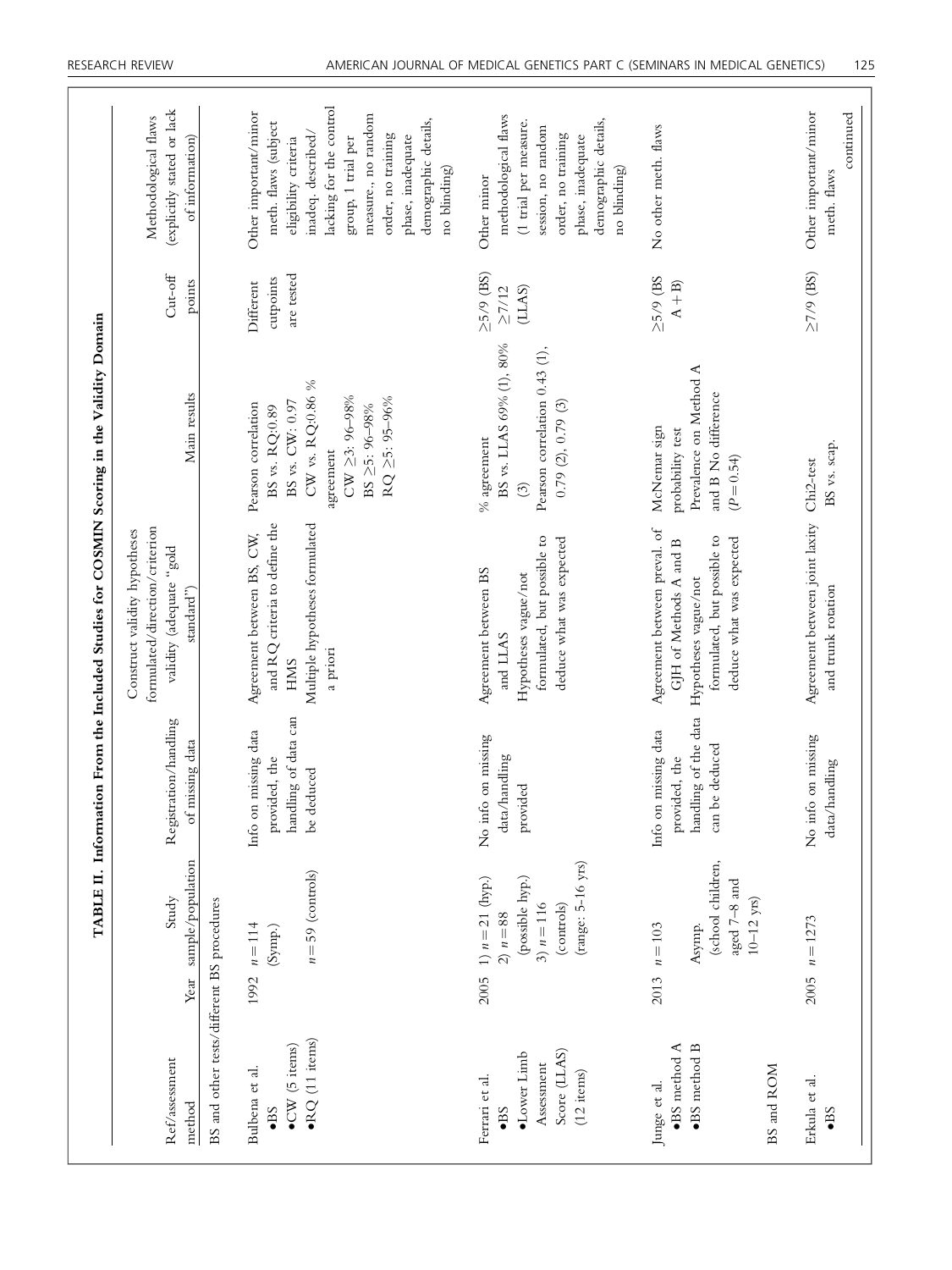**TABLE II. Information From the Included Studies for COSMIN Scoring in the Validity Domain**

| Ref/assessment method | Year | Study sample/population | Registration/handling of missing data | Construct validity hypotheses formulated/direction/criterion validity (adequate "gold standard") | Main results | Cut-off points | Methodological flaws (explicitly stated or lack of information) |
|---|---|---|---|---|---|---|---|
| BS and other tests/different BS procedures | | | | | | | |
| Bulbena et al. •BS •CW (5 items) •RQ (11 items) | 1992 | $n = 114$ (Symp.) $n = 59$ (controls) | Info on missing data provided, the handling of data can be deduced | Agreement between BS, CW, and RQ criteria to define the HMS Multiple hypotheses formulated a priori | Pearson correlation BS vs. RQ:0.89 BS vs. CW: 0.97 CW vs. RQ:0.86 % agreement CW ≥3: 96–98% BS ≥5: 96–98% RQ ≥5: 95–96% | Different cutpoints are tested | Other important/minor meth. flaws (subject eligibility criteria inadeq. described/lacking for the control group, 1 trial per measure., no random order, no training phase, inadequate demographic details, no blinding) |
| Ferrari et al. •BS •Lower Limb Assessment Score (LLAS) (12 items) | 2005 | 1) $n = 21$ (hyp.) 2) $n = 88$ (possible hyp.) 3) $n = 116$ (controls) (range: 5–16 yrs) | No info on missing data/handling provided | Agreement between BS and LLAS Hypotheses vague/not formulated, but possible to deduce what was expected | % agreement BS vs. LLAS 69% (1), 80% (3) Pearson correlation 0.43 (1), 0.79 (2), 0.79 (3) | ≥5/9 (BS) ≥7/12 (LLAS) | Other minor methodological flaws (1 trial per measure. session, no random order, no training phase, inadequate demographic details, no blinding) |
| Junge et al. •BS method A •BS method B | 2013 | $n = 103$ Asymp. (school children, aged 7–8 and 10–12 yrs) | Info on missing data provided, the handling of the data can be deduced | Agreement between preval. of GJH of Methods A and B Hypotheses vague/not formulated, but possible to deduce what was expected | McNemar sign probability test Prevalence on Method A and B No difference ($P = 0.54$) | ≥5/9 (BS A + B) | No other meth. flaws |
| BS and ROM | | | | | | | |
| Erkula et al. •BS | 2005 | $n = 1273$ | No info on missing data/handling | Agreement between joint laxity and trunk rotation | Chi2-test BS vs. scap. | ≥7/9 (BS) | Other important/minor meth. flaws |

continued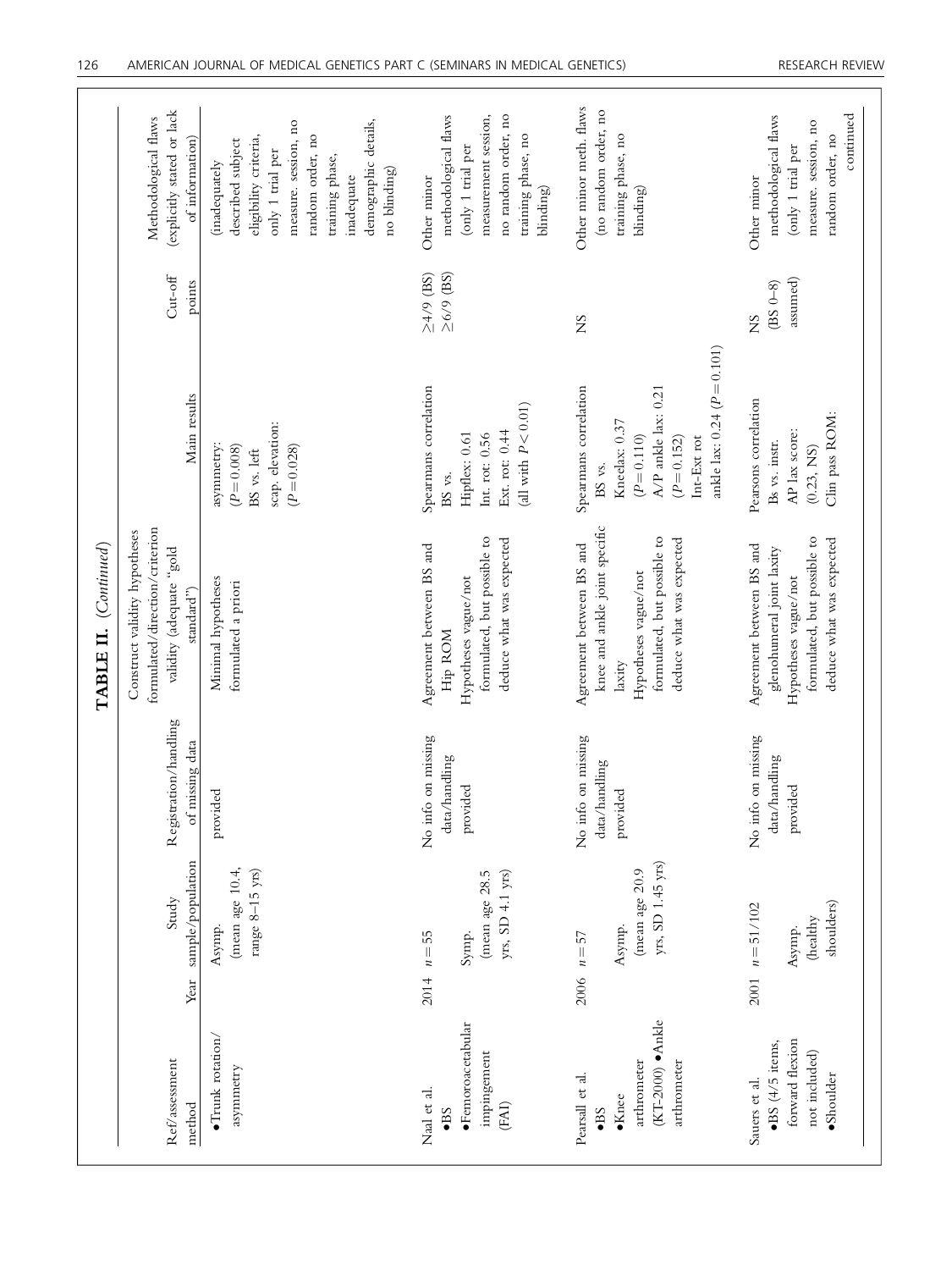**TABLE II. (Continued)**

| Ref/assessment method | Year | Study sample/population | Registration/handling of missing data | Construct validity hypotheses formulated/direction/criterion validity (adequate "gold standard") | Main results | Cut-off points | Methodological flaws (explicitly stated or lack of information) |
|---|---|---|---|---|---|---|---|
| •Trunk rotation/ asymmetry | | Asymp. (mean age 10.4, range 8–15 yrs) | provided | Minimal hypotheses formulated a priori | asymmetry: ($P = 0.008$) BS vs. left scap. elevation: ($P = 0.028$) | | (inadequately described subject eligibility criteria, only 1 trial per measure. session, no random order, no training phase, inadequate demographic details, no blinding) |
| Naal et al. •BS •Femoroacetabular impingement (FAI) | 2014 | $n = 55$ Symp. (mean age 28.5 yrs, SD 4.1 yrs) | No info on missing data/handling provided | Agreement between BS and Hip ROM Hypotheses vague/not formulated, but possible to deduce what was expected | Spearmans correlation BS vs. Hipflex: 0.61 Int. rot: 0.56 Ext. rot: 0.44 (all with $P < 0.01$) | ≥4/9 (BS) ≥6/9 (BS) | Other minor methodological flaws (only 1 trial per measurement session, no random order, no training phase, no blinding) |
| Pearsall et al. •BS •Knee arthrometer (KT-2000) •Ankle arthrometer | 2006 | $n = 57$ Asymp. (mean age 20.9 yrs, SD 1.45 yrs) | No info on missing data/handling provided | Agreement between BS and knee and ankle joint specific laxity Hypotheses vague/not formulated, but possible to deduce what was expected | Spearmans correlation BS vs. Kneelax: 0.37 ($P = 0.110$) A/P ankle lax: 0.21 ($P = 0.152$) Int-Ext rot ankle lax: 0.24 ($P = 0.101$) | NS | Other minor meth. flaws (no random order, no training phase, no blinding) |
| Sauers et al. •BS (4/5 items, forward flexion not included) •Shoulder | 2001 | $n = 51/102$ Asymp. (healthy shoulders) | No info on missing data/handling provided | Agreement between BS and glenohumeral joint laxity Hypotheses vague/not formulated, but possible to deduce what was expected | Pearsons correlation Bs vs. instr. AP lax score: (0.23, NS) Clin pass ROM: | NS (BS 0–8) assumed) | Other minor methodological flaws (only 1 trial per measure. session, no random order, no |

continued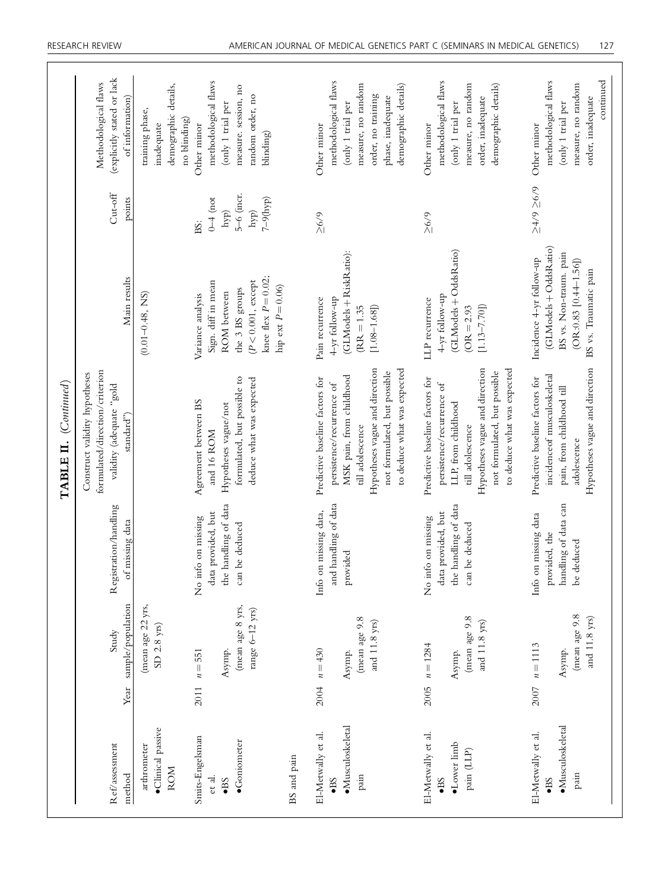**TABLE II.** *(Continued)*

| Ref/assessment method | Year | Study sample/population | Registration/handling of missing data | Construct validity hypotheses formulated/direction/criterion validity (adequate "gold standard") | Main results | Cut-off points | Methodological flaws (explicitly stated or lack of information) |
|---|---|---|---|---|---|---|---|
| arthrometer •Clinical passive ROM | | (mean age 22 yrs, SD 2.8 yrs) | | | (0.01–0.48, NS) | | training phase, inadequate demographic details, no blinding) |
| Smits-Engelsman et al. •BS •Goniometer | 2011 | $n = 551$ Asymp. (mean age 8 yrs, range 6–12 yrs) | No info on missing data provided, but the handling of data can be deduced | Agreement between BS and 16 ROM Hypotheses vague/not formulated, but possible to deduce what was expected | Variance analysis Sign. diff in mean ROM between the 3 BS groups ($P < 0.001$, except knee flex $P = 0.02$; hip ext $P = 0.06$) | BS: 0–4 (not hyp) 5–6 (incr. hyp) 7–9(hyp) | Other minor methodological flaws (only 1 trial per measure. session, no random order, no blinding) |
| **BS and pain** | | | | | | | |
| El-Metwally et al. •BS •Musculoskeletal pain | 2004 | $n = 430$ Asymp. (mean age 9.8 and 11.8 yrs) | Info on missing data, and handling of data provided | Predictive baseline factors for persistence/recurrence of MSK pain, from childhood till adolescence Hypotheses vague and direction not formulated, but possible to deduce what was expected | Pain recurrence 4-yr follow-up (GLModels + RiskRatio): (RR = 1.35 [1.08–1.68]) | ≥6/9 | Other minor methodological flaws (only 1 trial per measure, no random order, no training phase, inadequate demographic details) |
| El-Metwally et al. •BS •Lower limb pain (LLP) | 2005 | $n = 1284$ Asymp. (mean age 9.8 and 11.8 yrs) | No info on missing data provided, but the handling of data can be deduced | Predictive baseline factors for persistence/recurrence of LLP, from childhood till adolescence Hypotheses vague and direction not formulated, but possible to deduce what was expected | LLP recurrence 4-yr follow-up (GLModels + OddsRatio) (OR = 2.93 [1.13–7.70]) | ≥6/9 | Other minor methodological flaws (only 1 trial per measure, no random order, inadequate demographic details) |
| El-Metwally et al. •BS •Musculoskeletal pain | 2007 | $n = 1113$ Asymp. (mean age 9.8 and 11.8 yrs) | Info on missing data provided, the handling of data can be deduced | Predictive baseline factors for incidenceof musculoskeletal pain, from childhood till adolescence Hypotheses vague and direction | Incidence 4-yr follow-up (GLModels + OddsRatio) BS vs. Non-traum. pain (OR:0.83 [0.44–1.56]) BS vs. Traumatic pain | ≥4/9 ≥6/9 | Other minor methodological flaws (only 1 trial per measure, no random order, inadequate |

continued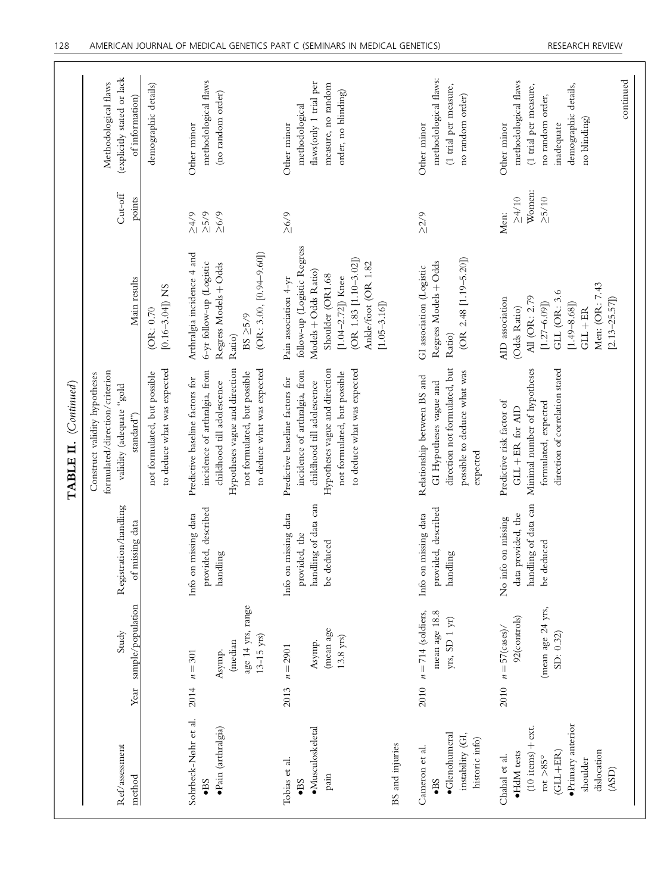**TABLE II.** (*Continued*)

| Ref/assessment method | Year | Study sample/population | Registration/handling of missing data | Construct validity hypotheses formulated/direction/criterion validity (adequate "gold standard") | Main results | Cut-off points | Methodological flaws (explicitly stated or lack of information) |
|---|---|---|---|---|---|---|---|
| | | | | not formulated, but possible to deduce what was expected | (OR: 0.70 [0.16–3.04]) NS | | demographic details) |
| Sohrbeck-Nøhr et al. •BS •Pain (arthralgia) | 2014 | $n = 301$ Asymp. (median age 14 yrs, range 13-15 yrs) | Info on missing data provided, described handling | Predictive baseline factors for incidence of arthralgia, from childhood till adolescence Hypotheses vague and direction not formulated, but possible to deduce what was expected | Arthralgia incidence 4 and 6-yr follow-up (Logistic Regress Models + Odds Ratio) BS ≥5/9 (OR: 3.00, [0.94–9.60]) | ≥4/9 ≥5/9 ≥6/9 | Other minor methodological flaws (no random order) |
| Tobias et al. •BS •Musculoskeletal pain | 2013 | $n = 2901$ Asymp. (mean age 13.8 yrs) | Info on missing data provided, the handling of data can be deduced | Predictive baseline factors for incidence of arthralgia, from childhood till adolescence Hypotheses vague and direction not formulated, but possible to deduce what was expected | Pain association 4-yr follow-up (Logistic Regress Models + Odds Ratio) Shoulder (OR1.68 [1.04–2.72]) Knee (OR 1.83 [1.10–3.02]) Ankle/foot (OR 1.82 [1.05–3.16]) | ≥6/9 | Other minor methodological flaws(only 1 trial per measure, no random order, no blinding) |
| BS and injuries | | | | | | | |
| Cameron et al. •BS •Glenohumeral instability (GI, historic info) | 2010 | $n = 714$ (soldiers, mean age 18.8 yrs, SD 1 yr) | Info on missing data provided, described handling | Relationship between BS and GI Hypotheses vague and direction not formulated, but possible to deduce what was expected | GI association (Logistic Regress Models + Odds Ratio) (OR 2.48 [1.19–5.20]) | ≥2/9 | Other minor methodological flaws: (1 trial per measure, no random order) |
| Chahal et al. •HdM tests (10 items) + ext. rot >85° (GLL+ER) •Primary anterior shoulder dislocation (ASD) | 2010 | $n = 57$(cases)/ 92(controls) (mean age 24 yrs, SD: 0.32) | No info on missing data provided, the handling of data can be deduced | Predictive risk factor of GLL + ER for AID Minimal number of hypotheses formulated, expected direction of correlation stated | AID association (Odds Ratio) All (OR: 2.79 [1.27–6.09]) GLL (OR: 3.6 [1.49–8.68]) GLL + ER Men: (OR: 7.43 [2.13–25.57]) | Men: ≥4/10 Women: ≥5/10 | Other minor methodological flaws (1 trial per measure, no random order, inadequate demographic details, no blinding) |

continued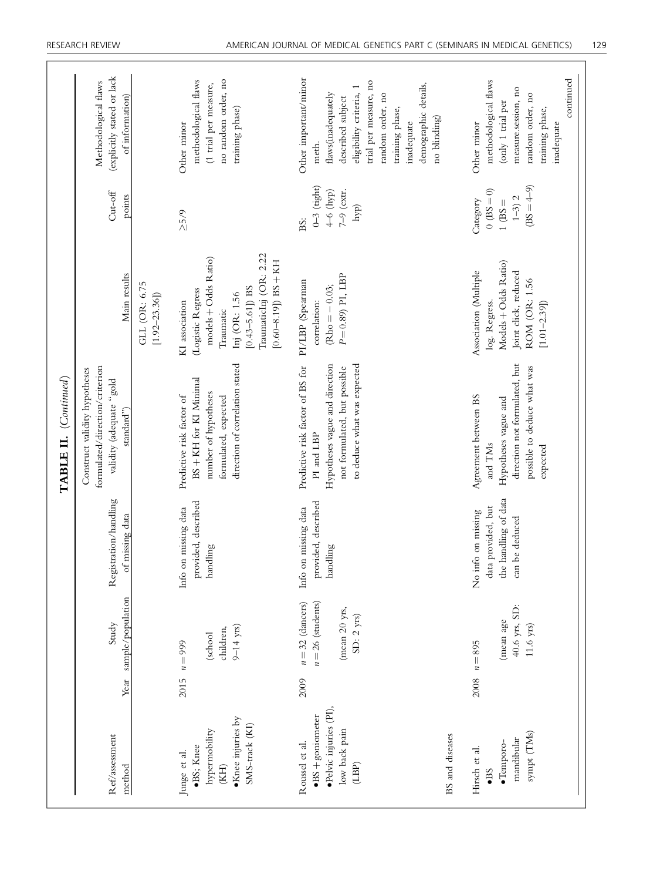**TABLE II.** (*Continued*)

| Ref/assessment method | Year | Study sample/population | Registration/handling of missing data | Construct validity hypotheses formulated/direction/criterion validity (adequate "gold standard") | Main results | Cut-off points | Methodological flaws (explicitly stated or lack of information) |
|---|---|---|---|---|---|---|---|
| | | | | | GLL (OR: 6.75 [1.92–23.36]) | | |
| Junge et al. •BS; Knee hypermobility (KH) •Knee injuries by SMS-track (KI) | 2015 | $n = 999$ (school children, 9–14 yrs) | Info on missing data provided, described handling | Predictive risk factor of BS + KH for KI Minimal number of hypotheses formulated, expected direction of correlation stated | KI association (Logistic Regress models + Odds Ratio) Traumatic Inj (OR: 1.56 [0.43–5.61]) BS TraumaticInj (OR: 2.22 [0.60–8.19]) BS + KH | ≥5/9 | Other minor methodological flaws (1 trial per measure, no random order, no training phase) |
| Roussel et al. •BS + goniometer •Pelvic injuries (PI), low back pain (LBP) | 2009 | $n = 32$ (dancers) $n = 26$ (students) (mean 20 yrs, SD: 2 yrs) | Info on missing data provided, described handling | Predictive risk factor of BS for PI and LBP Hypotheses vague and direction not formulated, but possible to deduce what was expected | PI/LBP (Spearman correlation: (Rho = − 0.03; $P = 0.89$) PI, LBP | BS: 0–3 (tight) 4–6 (hyp) 7–9 (extr. hyp) | Other important/minor meth. flaws(inadequately described subject eligibility criteria, 1 trial per measure, no random order, no training phase, inadequate demographic details, no blinding) |
| BS and diseases | | | | | | | |
| Hirsch et al. •BS •Temporo-mandibular sympt (TMs) | 2008 | $n = 895$ (mean age 40.6 yrs, SD: 11.6 yrs) | No info on missing data provided, but the handling of data can be deduced | Agreement between BS and TMs Hypotheses vague and direction not formulated, but possible to deduce what was expected | Association (Multiple log. Regress. Models + Odds Ratio) Joint click, reduced ROM (OR: 1.56 [1.01–2.39]) | Category 0 (BS = 0) 1 (BS = 1–3) 2 (BS = 4–9) | Other minor methodological flaws (only 1 trial per measure.session, no random order, no training phase, inadequate |

continued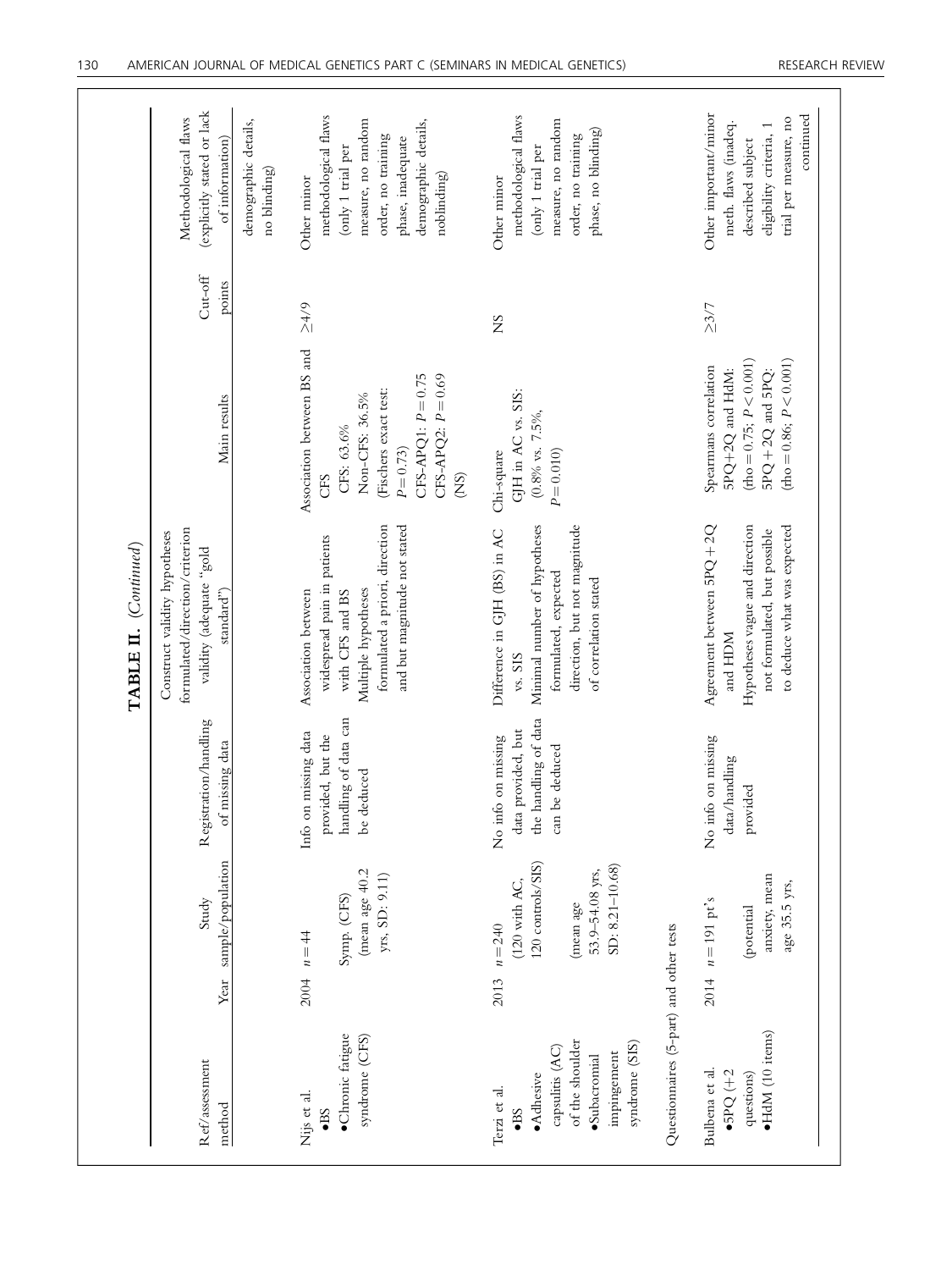**TABLE II. (Continued)**

| Ref/assessment method | Year | Study sample/population | Registration/handling of missing data | Construct validity hypotheses formulated/direction/criterion validity (adequate "gold standard") | Main results | Cut-off points | Methodological flaws (explicitly stated or lack of information) |
|---|---|---|---|---|---|---|---|
| | | | | | | | demographic details, no blinding) |
| Nijs et al. •BS •Chronic fatigue syndrome (CFS) | 2004 | $n = 44$ Symp. (CFS) (mean age 40.2 yrs, SD: 9.11) | Info on missing data provided, but the handling of data can be deduced | Association between widespread pain in patients with CFS and BS Multiple hypotheses formulated a priori, direction and but magnitude not stated | Association between BS and CFS CFS: 63.6% Non-CFS: 36.5% (Fischers exact test: $P = 0.73$) CFS-APQ1: $P = 0.75$ CFS-APQ2: $P = 0.69$ (NS) | ≥4/9 | Other minor methodological flaws (only 1 trial per measure, no random order, no training phase, inadequate demographic details, noblinding) |
| Terzi et al. •BS •Adhesive capsulitis (AC) of the shoulder •Subacromial impingement syndrome (SIS) | 2013 | $n = 240$ (120 with AC, 120 controls/SIS) (mean age 53.9–54.08 yrs, SD: 8.21–10.68) | No info on missing data provided, but the handling of data can be deduced | Difference in GJH (BS) in AC vs. SIS Minimal number of hypotheses formulated, expected direction, but not magnitude of correlation stated | Chi-square GJH in AC vs. SIS: (0.8% vs. 7.5%, $P = 0.010$) | NS | Other minor methodological flaws (only 1 trial per measure, no random order, no training phase, no blinding) |
| Questionnaires (5-part) and other tests | | | | | | | |
| Bulbena et al. •5PQ (+2 questions) •HdM (10 items) | 2014 | $n = 191$ pt's (potential anxiety, mean age 35.5 yrs, | No info on missing data/handling provided | Agreement between 5PQ + 2Q and HDM Hypotheses vague and direction not formulated, but possible to deduce what was expected | Spearmans correlation 5PQ+2Q and HdM: (rho = 0.75; $P < 0.001$) 5PQ + 2Q and 5PQ: (rho = 0.86; $P < 0.001$) | ≥3/7 | Other important/minor meth. flaws (inadeq. described subject eligibility criteria, 1 trial per measure, no |

continued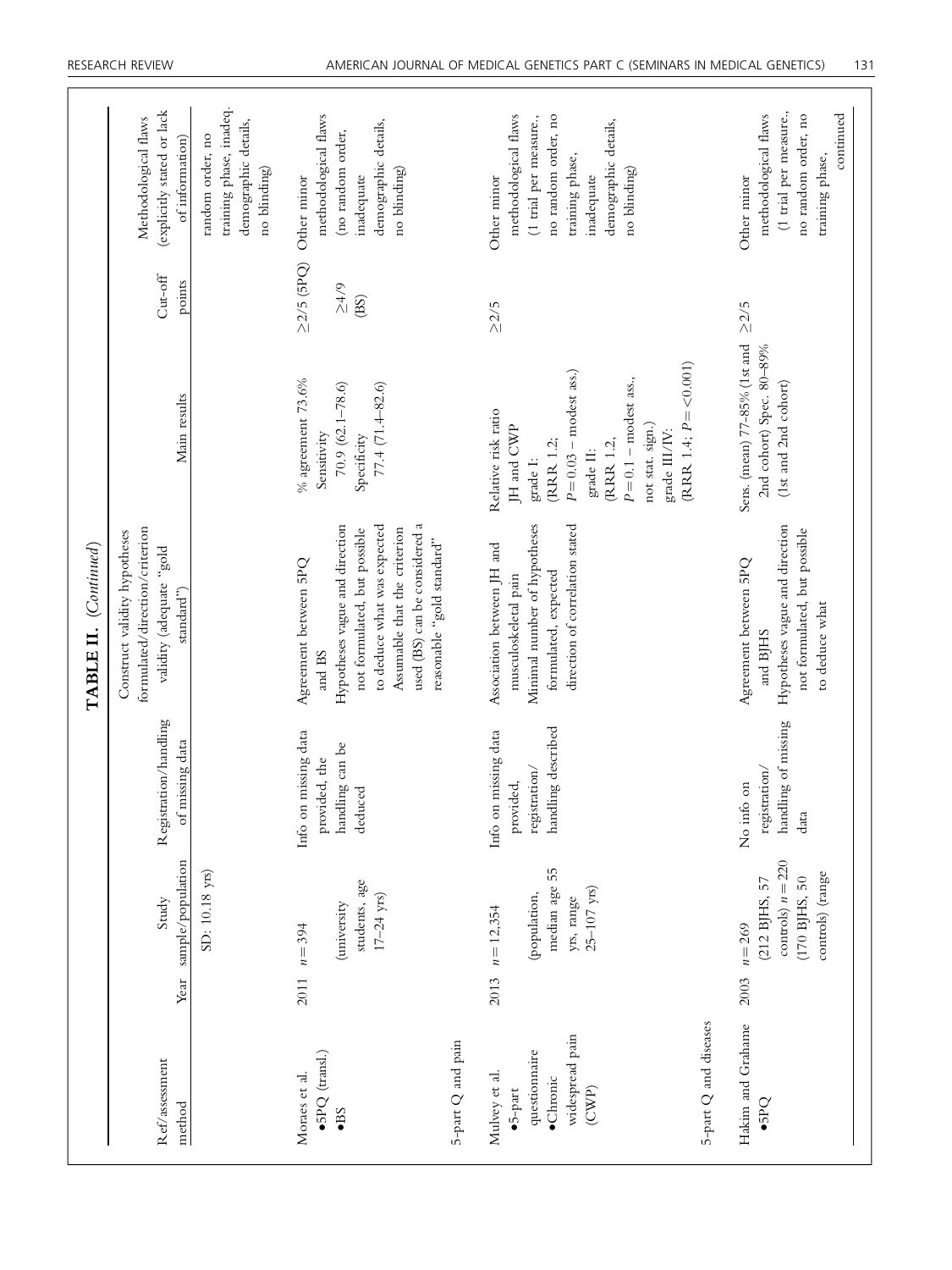**TABLE II.** *(Continued)*

| Ref/assessment method | Year | Study sample/population | Registration/handling of missing data | Construct validity hypotheses formulated/direction/criterion validity (adequate "gold standard") | Main results | Cut-off points | Methodological flaws (explicitly stated or lack of information) |
|---|---|---|---|---|---|---|---|
| | | SD: 10.18 yrs) | | | | | random order, no training phase, inadeq. demographic details, no blinding) |
| Moraes et al. •5PQ (transl.) •BS | 2011 | $n = 394$ (university students, age 17–24 yrs) | Info on missing data provided, the handling can be deduced | Agreement between 5PQ and BS Hypotheses vague and direction not formulated, but possible to deduce what was expected Assumable that the criterion used (BS) can be considered a reasonable "gold standard" | % agreement 73.6% Sensitivity 70.9 (62.1–78.6) Specificity 77.4 (71.4–82.6) | ≥2/5 (5PQ) ≥4/9 (BS) | Other minor methodological flaws (no random order, inadequate demographic details, no blinding) |
| **5-part Q and pain** | | | | | | | |
| Mulvey et al. •5-part questionnaire •Chronic widespread pain (CWP) | 2013 | $n = 12,354$ (population, median age 55 yrs, range 25–107 yrs) | Info on missing data provided, registration/handling described | Association between JH and musculoskeletal pain Minimal number of hypotheses formulated, expected direction of correlation stated | Relative risk ratio JH and CWP grade I: (RRR 1.2; $P = 0.03$ – modest ass.) grade II: (RRR 1.2, $P = 0.1$ – modest ass., not stat. sign.) grade III/IV: (RRR 1.4; $P = <0.001$) | ≥2/5 | Other minor methodological flaws (1 trial per measure., no random order, no training phase, inadequate demographic details, no blinding) |
| **5-part Q and diseases** | | | | | | | |
| Hakim and Grahame •5PQ | 2003 | $n = 269$ (212 BJHS, 57 controls) $n = 220$ (170 BJHS, 50 controls) (range | No info on registration/handling of missing data | Agreement between 5PQ and BJHS Hypotheses vague and direction not formulated, but possible to deduce what | Sens. (mean) 77–85% (1st and 2nd cohort) Spec. 80–89% (1st and 2nd cohort) | ≥2/5 | Other minor methodological flaws (1 trial per measure., no random order, no training phase, |

continued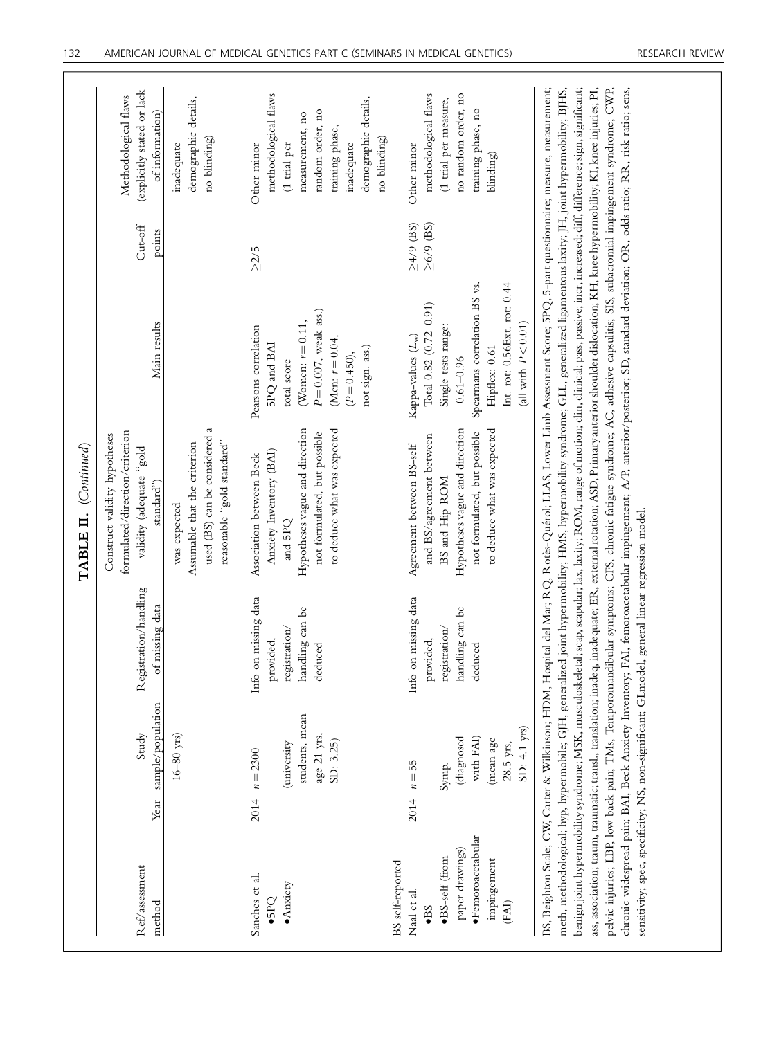**TABLE II.** *(Continued)*

| Ref/assessment method | Year | Study sample/population | Registration/handling of missing data | Construct validity hypotheses formulated/direction/criterion validity (adequate "gold standard") | Main results | Cut-off points | Methodological flaws (explicitly stated or lack of information) |
|---|---|---|---|---|---|---|---|
| | | 16–80 yrs) | | was expected<br>Assumable that the criterion used (BS) can be considered a reasonable "gold standard" | | | inadequate demographic details, no blinding) |
| Sanches et al.<br>•5PQ<br>•Anxiety | 2014 | $n = 2300$<br>(university students, mean age 21 yrs, SD: 3.25) | Info on missing data provided, registration/handling can be deduced | Association between Beck Anxiety Inventory (BAI) and 5PQ<br>Hypotheses vague and direction not formulated, but possible to deduce what was expected | Pearsons correlation 5PQ and BAI total score<br>(Women: $r = 0.11$, $P = 0.007$, weak ass.)<br>(Men: $r = 0.04$, ($P = 0.450$), not sign. ass.) | ≥2/5 | Other minor methodological flaws (1 trial per measurement, no random order, no training phase, inadequate demographic details, no blinding) |
| BS self-reported<br>Naal et al.<br>•BS<br>•BS-self (from paper drawings)<br>•Femoroacetabular impingement (FAI) | 2014 | $n = 55$<br>Symp. (diagnosed with FAI) (mean age 28.5 yrs, SD: 4.1 yrs) | Info on missing data provided, registration/handling can be deduced | Agreement between BS-self and BS/agreement between BS and Hip ROM<br>Hypotheses vague and direction not formulated, but possible to deduce what was expected | Kappa-values ($L_w$)<br>Total 0.82 (0.72–0.91)<br>Single tests range: 0.61–0.96<br>Spearmans correlation BS vs.<br>Hipflex: 0.61<br>Int. rot: 0.56Ext. rot: 0.44<br>(all with $P < 0.01$) | ≥4/9 (BS)<br>≥6/9 (BS) | Other minor methodological flaws (1 trial per measure, no random order, no training phase, no blinding) |

BS, Beighton Scale; CW, Carter & Wilkinson; HDM, Hospital del Mar; RQ, Rotés-Quérol; LLAS, Lower Limb Assessment Score; 5PQ, 5-part questionnaire; measure, measurement; meth, methodological; hyp, hypermobile; GJH, generalized joint hypermobility; HMS, hypermobility syndrome; GLL, generalized ligamentous laxity; JH, joint hypermobility; BJHS, benign joint hypermobility syndrome; MSK, musculoskeletal; scap, scapular; lax, laxity; ROM, range of motion; clin, clinical; pass, passive; incr, increased; diff, difference; sign, significant; ass, association; traum, traumatic; transl., translation; inadeq, inadequate; ER, external rotation; ASD, Primary anterior shoulder dislocation; KH, knee hypermobility; KI, knee injuries; PI, pelvic injuries; LBP, low back pain; TMs, Temporomandibular symptoms; CFS, chronic fatigue syndrome; AC, adhesive capsulitis; SIS, subacromial impingement syndrome; CWP, chronic widespread pain; BAI, Beck Anxiety Inventory; FAI, femoroacetabular impingement; A/P, anterior/posterior; SD, standard deviation; OR, odds ratio; RR, risk ratio; sens, sensitivity; spec, specificity; NS, non-significant; GLmodel, general linear regression model.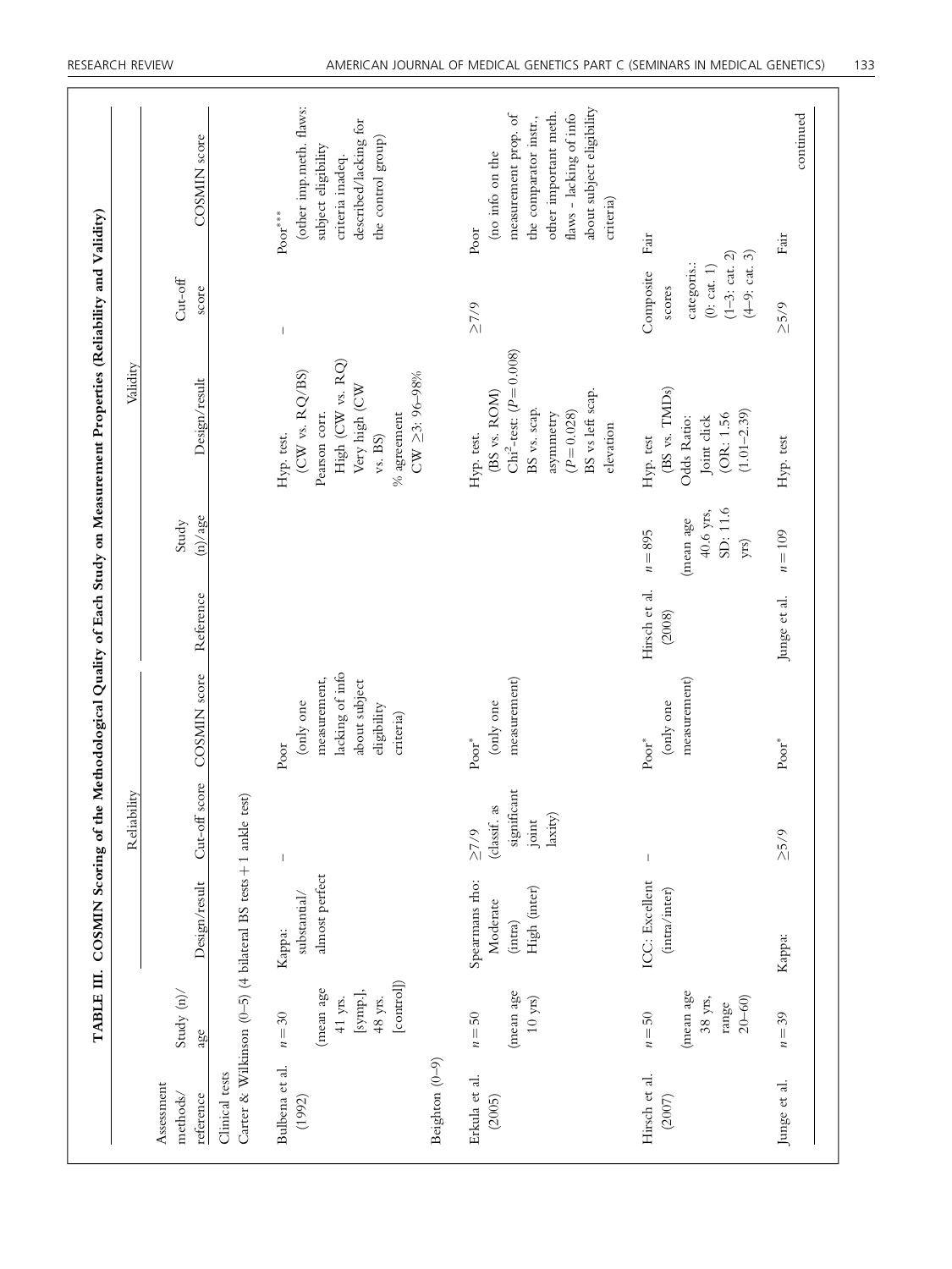TABLE III. COSMIN Scoring of the Methodological Quality of Each Study on Measurement Properties (Reliability and Validity)

| Assessment methods/ reference | Study (n)/ age | Reliability | | | Validity | | | | |
|---|---|---|---|---|---|---|---|---|---|
| | | Design/result | Cut-off score | COSMIN score | Reference | Study (n)/age | Design/result | Cut-off score | COSMIN score |
| Clinical tests | | | | | | | | | |
| Carter & Wilkinson (0–5) (4 bilateral BS tests + 1 ankle test) | | | | | | | | | |
| Bulbena et al. (1992) | $n = 30$ (mean age 41 yrs. [symp.], 48 yrs. [control]) | Kappa: substantial/ almost perfect | – | Poor (only one measurement, lacking of info about subject eligibility criteria) | | | Hyp. test. (CW vs. RQ/BS) Pearson corr. High (CW vs. RQ) Very high (CW vs. BS) % agreement CW ≥3: 96–98% | – | Poor*** (other imp.meth. flaws: subject eligibility criteria inadeq. described/lacking for the control group) |
| Beighton (0–9) | | | | | | | | | |
| Erkula et al. (2005) | $n = 50$ (mean age 10 yrs) | Spearmans rho: Moderate (intra) High (inter) | ≥7/9 (classif. as significant joint laxity) | Poor* (only one measurement) | | | Hyp. test. (BS vs. ROM) $Chi^2$-test: ($P = 0.008$) BS vs. scap. asymmetry ($P = 0.028$) BS vs left scap. elevation | ≥7/9 | Poor (no info on the measurement prop. of the comparator instr., other important meth. flaws - lacking of info about subject eligibility criteria) |
| Hirsch et al. (2007) | $n = 50$ (mean age 38 yrs, range 20–60) | ICC: Excellent (intra/inter) | – | Poor* (only one measurement) | Hirsch et al. (2008) | $n = 895$ (mean age 40.6 yrs, SD: 11.6 yrs) | Hyp. test (BS vs. TMDs) Odds Ratio: Joint click (OR: 1.56 (1.01–2.39) | Composite scores categoris.: (0: cat. 1) (1–3: cat. 2) (4–9: cat. 3) | Fair |
| Junge et al. | $n = 39$ | Kappa: | ≥5/9 | Poor* | Junge et al. | $n = 109$ | Hyp. test | ≥5/9 | Fair |

continued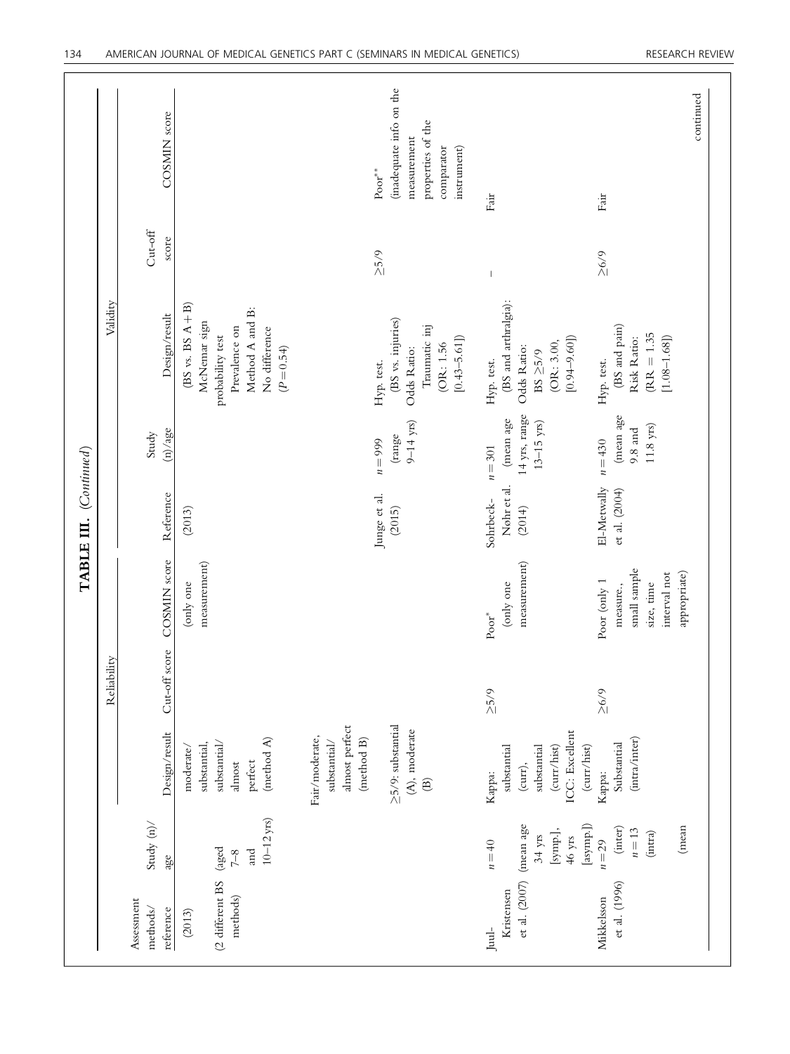**TABLE III.** (*Continued*)

| Assessment methods/ reference | Study (n)/ age | Reliability | | | Validity | | | | |
|---|---|---|---|---|---|---|---|---|---|
| | | Design/result | Cut-off score | COSMIN score | Reference | Study (n)/age | Design/result | Cut-off score | COSMIN score |
| (2013) (2 different BS methods) | (aged 7–8 and 10–12 yrs) | moderate/ substantial, substantial/ almost perfect (method A) Fair/moderate, substantial/ almost perfect (method B) ≥5/9: substantial (A), moderate (B) | | (only one measurement) | (2013) | | (BS vs. BS A + B) McNemar sign probability test Prevalence on Method A and B: No difference (*P* = 0.54) | | |
| | | | | | Junge et al. (2015) | *n* = 999 (range 9–14 yrs) | Hyp. test. (BS vs. injuries) Odds Ratio: Traumatic inj (OR: 1.56 [0.43–5.61]) | ≥5/9 | Poor** (inadequate info on the measurement properties of the comparator instrument) |
| Juul-Kristensen et al. (2007) | *n* = 40 (mean age 34 yrs [symp.], 46 yrs [asymp.]) | Kappa: substantial (curr), substantial (curr/hist) ICC: Excellent (curr/hist) | ≥5/9 | Poor* (only one measurement) | Sohrbeck-Nøhr et al. (2014) | *n* = 301 (mean age 14 yrs, range 13–15 yrs) | Hyp. test. (BS and arthralgia): Odds Ratio: BS ≥5/9 (OR: 3.00, [0.94–9.60]) | – | Fair |
| Mikkelsson et al. (1996) | *n* = 29 (inter) *n* = 13 (intra) (mean | Kappa: Substantial (intra/inter) | ≥6/9 | Poor (only 1 measure., small sample size, time interval not appropriate) | El-Metwally et al. (2004) | *n* = 430 (mean age 9.8 and 11.8 yrs) | Hyp. test. (BS and pain) Risk Ratio: (RR = 1.35 [1.08–1.68]) | ≥6/9 | Fair |

continued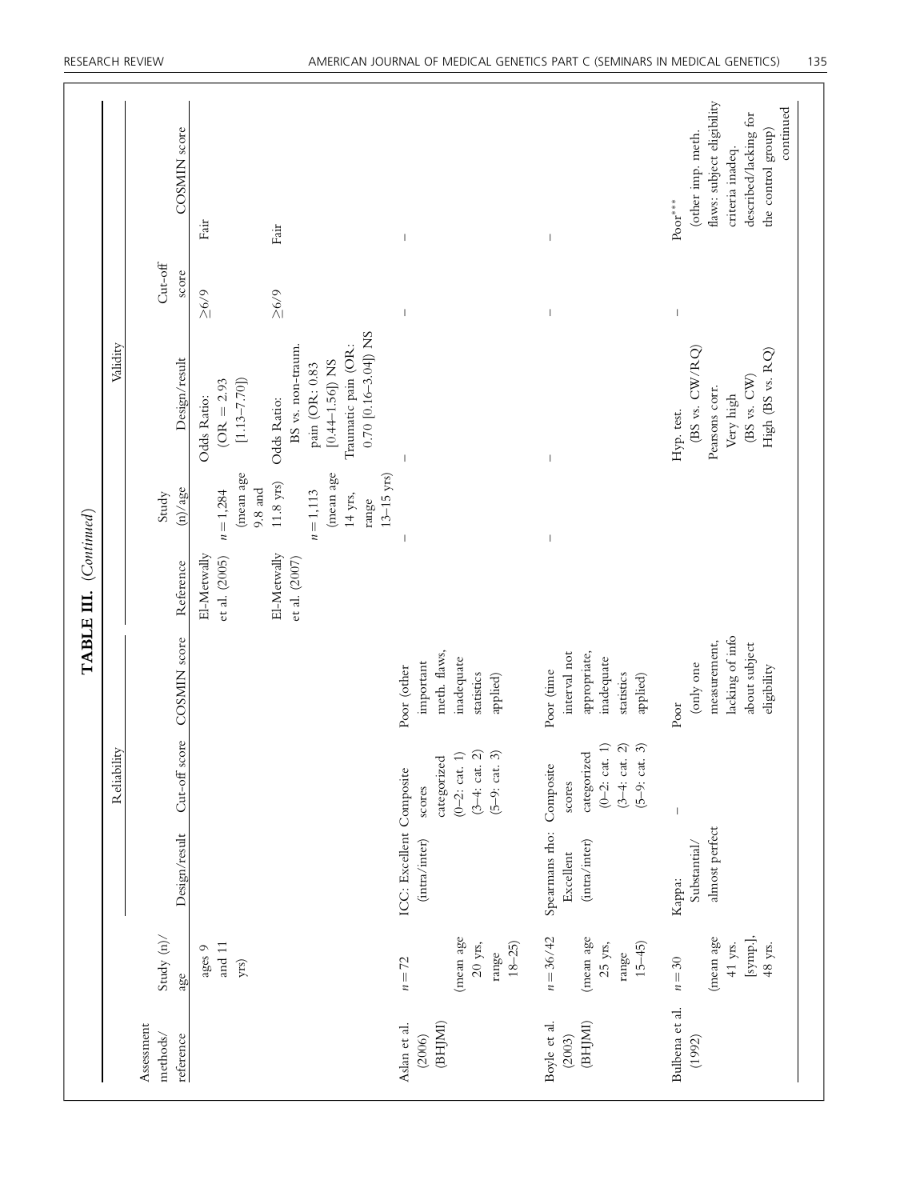**TABLE III.** (*Continued*)

| Assessment methods/ reference | Study (n)/ age | Reliability | | | Validity | | | | |
|---|---|---|---|---|---|---|---|---|---|
| | | Design/result | Cut-off score | COSMIN score | Reference | Study (n)/age | Design/result | Cut-off score | COSMIN score |
| | ages 9 and 11 yrs) | | | | El-Metwally et al. (2005) | $n = 1{,}284$ (mean age 9.8 and 11.8 yrs) | Odds Ratio: (OR = 2.93 [1.13–7.70]) | ≥6/9 | Fair |
| | | | | | El-Metwally et al. (2007) | $n = 1{,}113$ (mean age 14 yrs, range 13–15 yrs) | Odds Ratio: BS vs. non-traum. pain (OR: 0.83 [0.44–1.56]) NS Traumatic pain (OR: 0.70 [0.16–3.04]) NS | ≥6/9 | Fair |
| Aslan et al. (2006) (BHJMI) | $n = 72$ (mean age 20 yrs, range 18–25) | ICC: Excellent (intra/inter) | Composite scores categorized (0–2: cat. 1) (3–4: cat. 2) (5–9: cat. 3) | Poor (other important meth. flaws, inadequate statistics applied) | — | — | — | — | — |
| Boyle et al. (2003) (BHJMI) | $n = 36/42$ (mean age 25 yrs, range 15–45) | Spearmans rho: Excellent (intra/inter) | Composite scores categorized (0–2: cat. 1) (3–4: cat. 2) (5–9: cat. 3) | Poor (time interval not appropriate, inadequate statistics applied) | — | — | — | — | — |
| Bulbena et al. (1992) | $n = 30$ (mean age 41 yrs. [symp.], 48 yrs. | Kappa: Substantial/ almost perfect | — | Poor (only one measurement, lacking of info about subject eligibility | | | Hyp. test. (BS vs. CW/RQ) Pearsons corr. Very high (BS vs. CW) High (BS vs. RQ) | — | Poor*** (other imp. meth. flaws: subject eligibility criteria inadeq. described/lacking for the control group) |

continued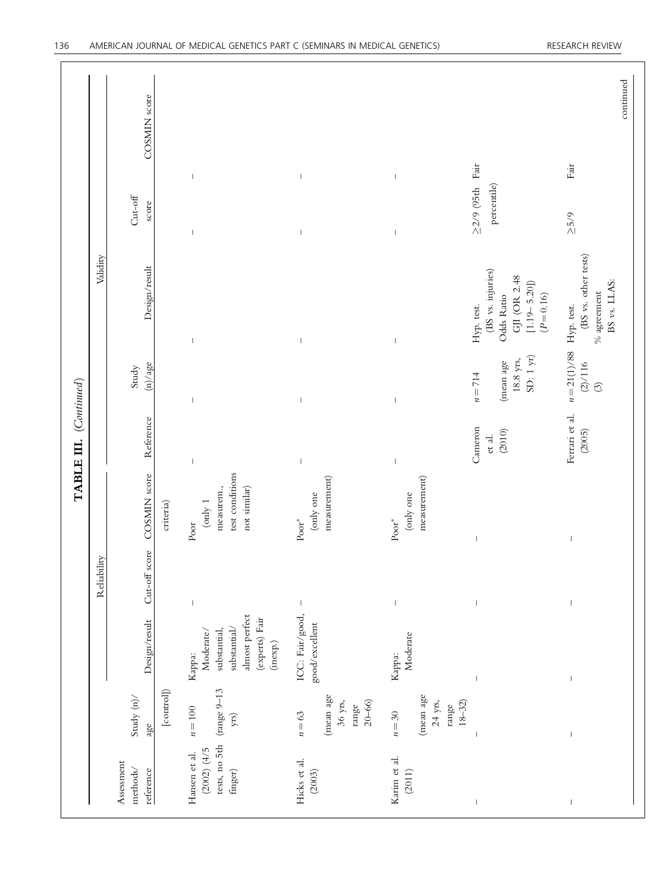**TABLE III. (Continued)**

| Assessment methods/ reference | Reliability | | | | Validity | | | | | |
|---|---|---|---|---|---|---|---|---|---|---|
| | Study (n)/ age | Design/result | Cut-off score | COSMIN score | Reference | Study (n)/age | Design/result | Cut-off score | COSMIN score | |
| | [control]) | | | criteria) | | | | | | |
| Hansen et al. (2002) (4/5 tests, no 5th finger) | $n = 100$ (range 9–13 yrs) | Kappa: Moderate/ substantial, substantial/ almost perfect (experts) Fair (inexp.) | – | Poor (only 1 measurem., test conditions not similar) | – | – | – | – | – | |
| Hicks et al. (2003) | $n = 63$ (mean age 36 yrs, range 20–66) | ICC: Fair/good, good/excellent | – | Poor* (only one measurement) | – | – | – | – | – | |
| Karim et al. (2011) | $n = 30$ (mean age 24 yrs, range 18–32) | Kappa: Moderate | – | Poor* (only one measurement) | – | – | – | – | – | |
| – | – | – | – | – | Cameron et al. (2010) | $n = 714$ (mean age 18.8 yrs, SD: 1 yr) | Hyp. test. (BS vs. injuries) Odds Ratio GJI (OR 2.48 [1.19–5.20]) ($P = 0.16$) | ≥2/9 (95th percentile) | Fair | |
| – | – | – | – | – | Ferrari et al. (2005) | $n = 21(1)/88$ (2)/116 (3) | Hyp. test. (BS vs. other tests) % agreement BS vs. LLAS: | ≥5/9 | Fair | |

continued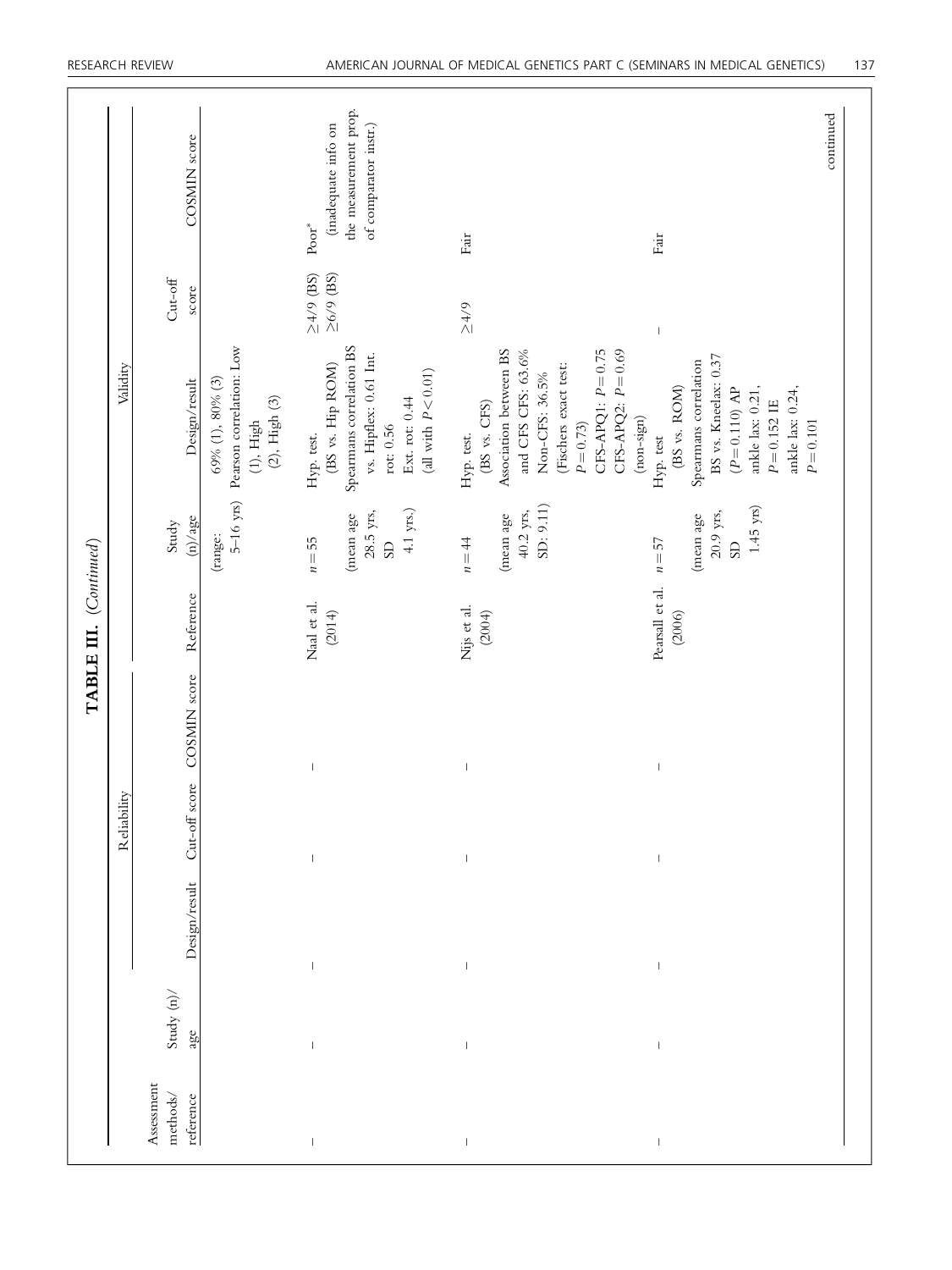**TABLE III. (Continued)**

| Assessment methods/ reference | Reliability | | | | Validity | | | | |
|---|---|---|---|---|---|---|---|---|---|
| | Study (n)/ age | Design/result | Cut-off score | COSMIN score | Reference | Study (n)/age | Design/result | Cut-off score | COSMIN score |
| | | | | | | (range: 5–16 yrs) | 69% (1), 80% (3) Pearson correlation: Low (1), High (2), High (3) | | |
| – | – | – | – | – | Naal et al. (2014) | $n = 55$ (mean age 28.5 yrs, SD 4.1 yrs.) | Hyp. test. (BS vs. Hip ROM) Spearmans correlation BS vs. Hipflex: 0.61 Int. rot: 0.56 Ext. rot: 0.44 (all with $P < 0.01$) | ≥4/9 (BS) ≥6/9 (BS) | Poor* (inadequate info on the measurement prop. of comparator instr.) |
| – | – | – | – | – | Nijs et al. (2004) | $n = 44$ (mean age 40.2 yrs, SD: 9.11) | Hyp. test. (BS vs. CFS) Association between BS and CFS CFS: 63.6% Non-CFS: 36.5% (Fischers exact test: $P = 0.73$) CFS-APQ1: $P = 0.75$ CFS-APQ2: $P = 0.69$ (non-sign) | ≥4/9 | Fair |
| – | – | – | – | – | Pearsall et al. (2006) | $n = 57$ (mean age 20.9 yrs, SD 1.45 yrs) | Hyp. test (BS vs. ROM) Spearmans correlation BS vs. Kneelax: 0.37 ($P = 0.110$) AP ankle lax: 0.21, $P = 0.152$ IE ankle lax: 0.24, $P = 0.101$ | – | Fair |

continued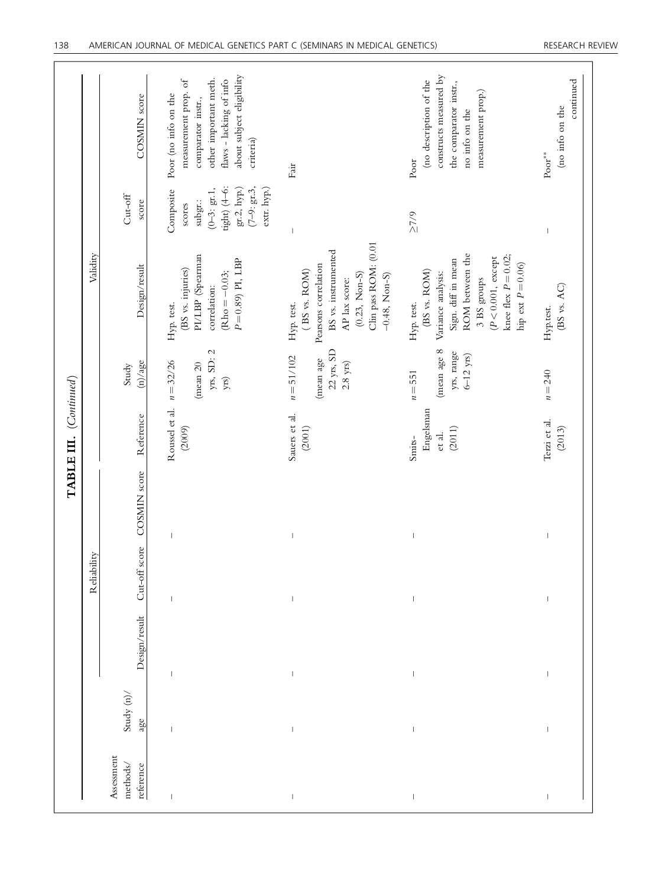**TABLE III. (Continued)**

| Assessment methods/ reference | Reliability | | | | | Validity | | | | |
|---|---|---|---|---|---|---|---|---|---|---|
| | Study (n)/ age | Design/result | Cut-off score | COSMIN score | Reference | Study (n)/age | Design/result | Cut-off score | COSMIN score |
| – | – | – | – | – | Roussel et al. (2009) | $n = 32/26$ (mean 20 yrs, SD: 2 yrs) | Hyp. test. (BS vs. injuries) PI/LBP (Spearman correlation: (Rho = −0.03; $P = 0.89$) PI, LBP | Composite scores subgr.: (0–3: gr.1, tight) (4–6: gr.2, hyp.) (7–9: gr.3, extr. hyp.) | Poor (no info on the measurement prop. of comparator instr., other important meth. flaws - lacking of info about subject eligibility criteria) |
| – | – | – | – | – | Sauers et al. (2001) | $n = 51/102$ (mean age 22 yrs, SD 2.8 yrs) | Hyp. test. ( BS vs. ROM) Pearsons correlation BS vs. instrumented AP lax score: (0.23, Non-S) Clin pass ROM: (0.01 −0.48, Non-S) | – | Fair |
| – | – | – | – | – | Smits-Engelsman et al. (2011) | $n = 551$ (mean age 8 yrs, range 6–12 yrs) | Hyp. test. (BS vs. ROM) Variance analysis: Sign. diff in mean ROM between the 3 BS groups ($P < 0.001$, except knee flex $P = 0.02$; hip ext $P = 0.06$) | ≥7/9 | Poor (no description of the constructs measured by the comparator instr., no info on the measurement prop.) |
| – | – | – | – | – | Terzi et al. (2013) | $n = 240$ | Hyp.test. (BS vs. AC) | – | Poor** (no info on the |

continued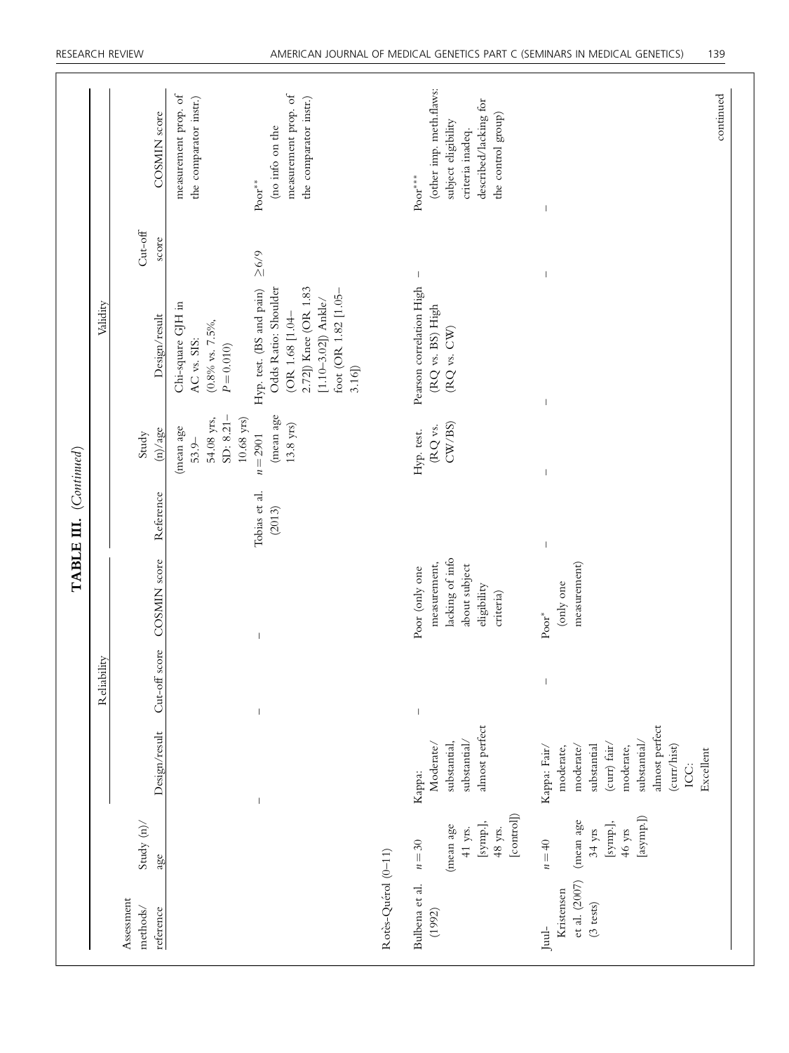**TABLE III. (Continued)**

| Assessment methods/ reference | Study (n)/ age | Reliability | | | Validity | | | | | |
|---|---|---|---|---|---|---|---|---|---|---|
| | | Design/result | Cut-off score | COSMIN score | Reference | Study (n)/age | Design/result | Cut-off score | COSMIN score |
| | | | | | | (mean age 53.9–54.08 yrs, SD: 8.21–10.68 yrs) | Chi-square GJH in AC vs. SIS: (0.8% vs. 7.5%, $P = 0.010$) | | measurement prop. of the comparator instr.) |
| | | – | – | – | Tobias et al. (2013) | $n = 2901$ (mean age 13.8 yrs) | Hyp. test. (BS and pain) Odds Ratio: Shoulder (OR 1.68 [1.04–2.72]) Knee (OR 1.83 [1.10–3.02]) Ankle/foot (OR 1.82 [1.05–3.16]) | ≥6/9 | Poor** (no info on the measurement prop. of the comparator instr.) |
| Rotès-Quérol (0–11) | | | | | | | | | |
| Bulbena et al. (1992) | $n = 30$ (mean age 41 yrs. [symp.], 48 yrs. [control]) | Kappa: Moderate/ substantial, substantial/ almost perfect | – | Poor (only one measurement, lacking of info about subject eligibility criteria) | | Hyp. test. (RQ vs. CW/BS) | Pearson correlation High (RQ vs. BS) High (RQ vs. CW) | – | Poor*** (other imp. meth.flaws: subject eligibility criteria inadeq. described/lacking for the control group) |
| Juul-Kristensen et al. (2007) (3 tests) | $n = 40$ (mean age 34 yrs [symp.], 46 yrs [asymp.]) | Kappa: Fair/ moderate, moderate/ substantial (curr) fair/ moderate, substantial/ almost perfect (curr/hist) ICC: Excellent | – | Poor* (only one measurement) | – | – | – | – | – |

continued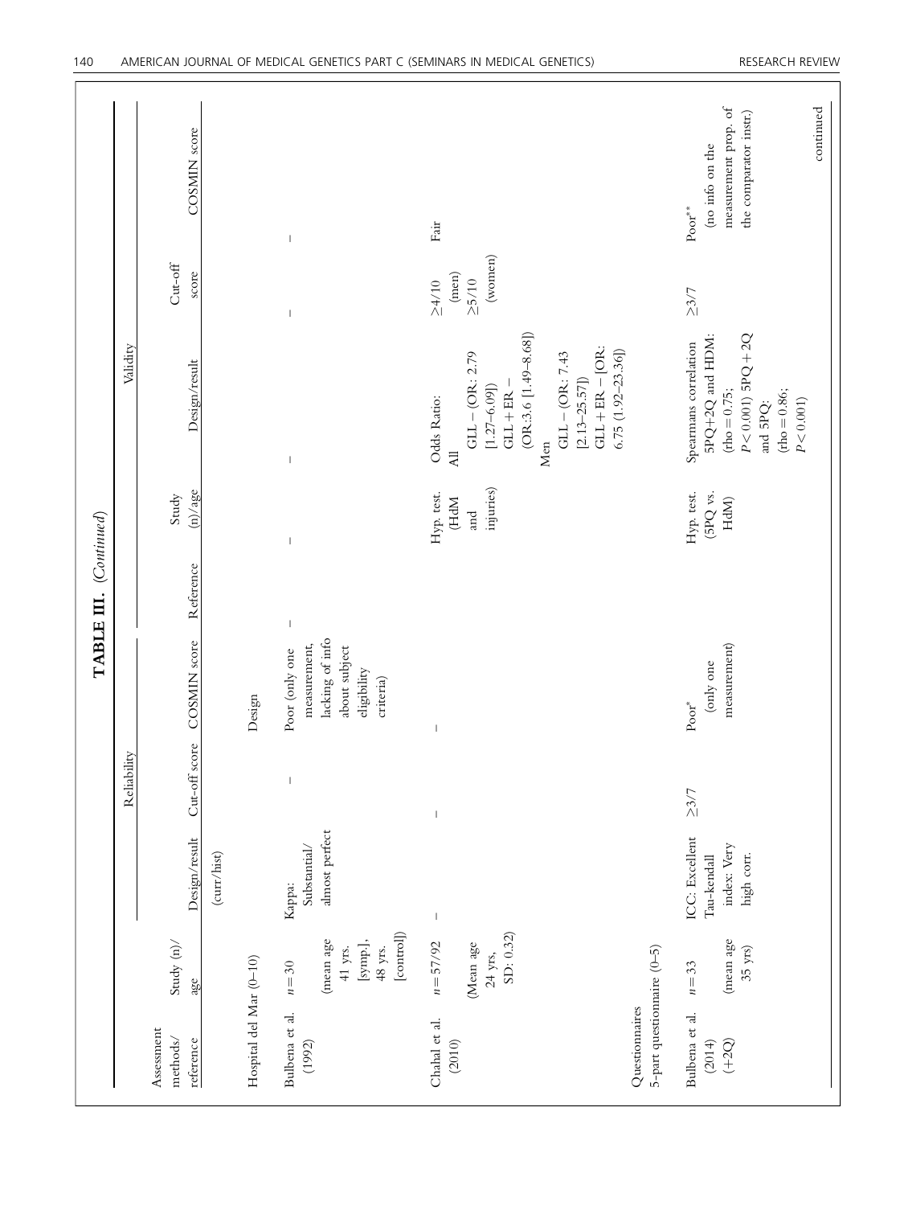**TABLE III.** *(Continued)*

| Assessment methods/ reference | Study (n)/ age | Reliability | | | Validity | | | | |
|---|---|---|---|---|---|---|---|---|---|
| | | Design/result | Cut-off score | COSMIN score | Reference | Study (n)/age | Design/result | Cut-off score | COSMIN score |
| | | (curr/hist) | | | | | | | |
| Hospital del Mar (0–10) | | | | Design | | | | | |
| Bulbena et al. (1992) | $n = 30$ (mean age 41 yrs. [symp.], 48 yrs. [control]) | Kappa: Substantial/ almost perfect | – | Poor (only one measurement, lacking of info about subject eligibility criteria) | – | – | – | – | – |
| Chahal et al. (2010) | $n = 57/92$ (Mean age 24 yrs, SD: 0.32) | – | – | – | | Hyp. test. (HdM and injuries) | Odds Ratio: All GLL – (OR: 2.79 [1.27–6.09]) GLL + ER – (OR:3.6 [1.49–8.68]) Men GLL – (OR: 7.43 [2.13–25.57]) GLL + ER – [OR: 6.75 (1.92–23.36)] | ≥4/10 (men) ≥5/10 (women) | Fair |
| Questionnaires | | | | | | | | | |
| 5-part questionnaire (0–5) | | | | | | | | | |
| Bulbena et al. (2014) (+2Q) | $n = 33$ (mean age 35 yrs) | ICC: Excellent Tau-kendall index: Very high corr. | ≥3/7 | Poor* (only one measurement) | | Hyp. test. (5PQ vs. HdM) | Spearmans correlation 5PQ+2Q and HDM: (rho = 0.75; $P < 0.001$) 5PQ + 2Q and 5PQ: (rho = 0.86; $P < 0.001$) | ≥3/7 | Poor** (no info on the measurement prop. of the comparator instr.) |

continued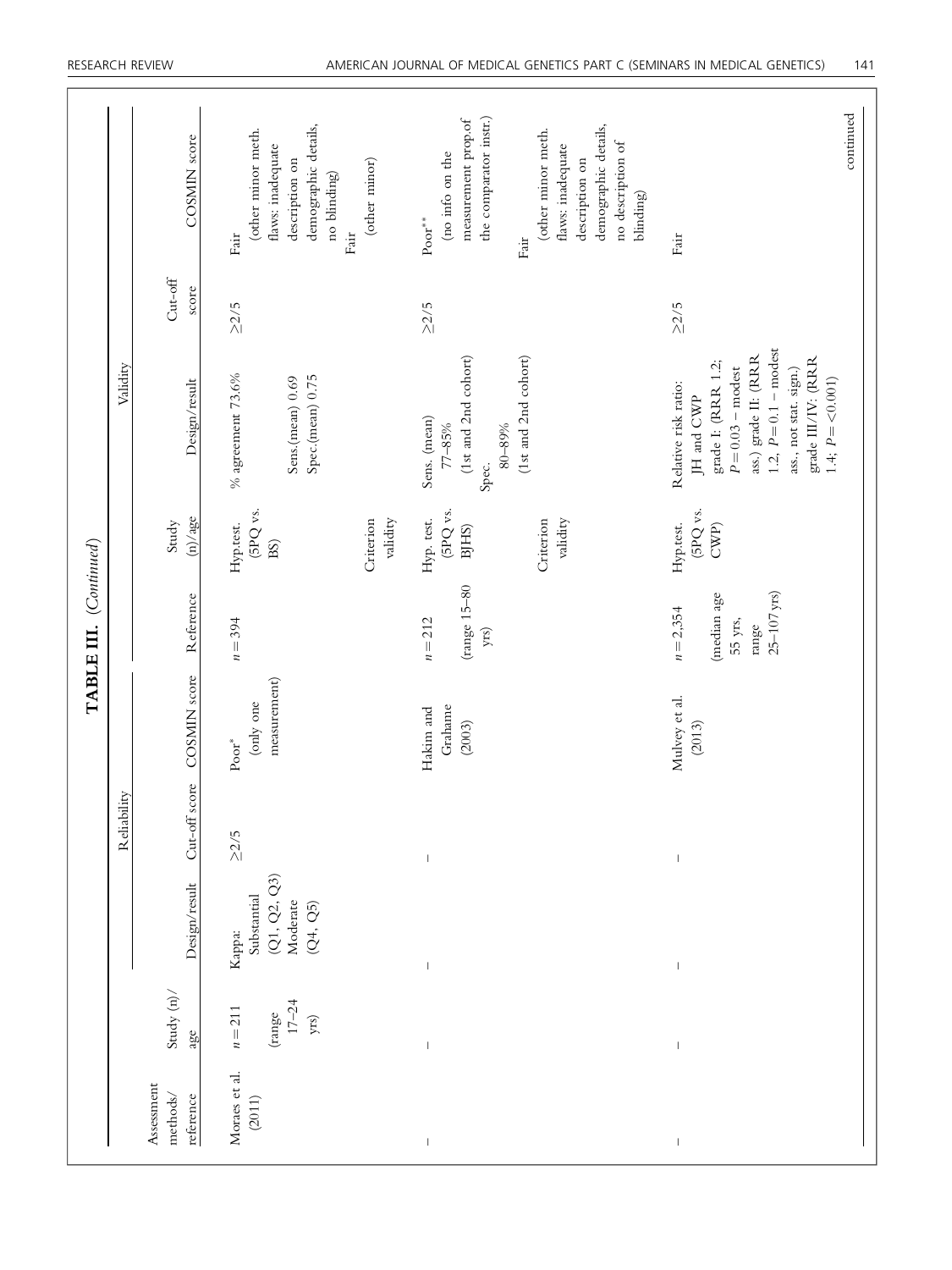**TABLE III. (Continued)**

| Assessment methods/ reference | Reliability | | | | Validity | | | | | |
|---|---|---|---|---|---|---|---|---|---|---|
| | Study (n)/ age | Design/result | Cut-off score | COSMIN score | Reference | Study (n)/age | Design/result | Cut-off score | COSMIN score |
| Moraes et al. (2011) | $n = 211$ (range 17–24 yrs) | Kappa: Substantial (Q1, Q2, Q3) Moderate (Q4, Q5) | ≥2/5 | Poor* (only one measurement) | $n = 394$ | Hyp.test. (5PQ vs. BS) | % agreement 73.6% | ≥2/5 | Fair (other minor meth. flaws: inadequate description on demographic details, no blinding) |
| | | | | | | Criterion validity | Sens.(mean) 0.69 Spec.(mean) 0.75 | | Fair (other minor) |
| – | – | – | – | Hakim and Grahame (2003) | $n = 212$ (range 15–80 yrs) | Hyp. test. (5PQ vs. BJHS) | Sens. (mean) 77–85% (1st and 2nd cohort) | ≥2/5 | Poor** (no info on the measurement prop.of the comparator instr.) |
| | | | | | | Criterion validity | Spec. 80–89% (1st and 2nd cohort) | | Fair (other minor meth. flaws: inadequate description on demographic details, no description of blinding) |
| – | – | – | – | Mulvey et al. (2013) | $n = 2{,}354$ (median age 55 yrs, range 25–107 yrs) | Hyp.test. (5PQ vs. CWP) | Relative risk ratio: JH and CWP grade I: (RRR 1.2; $P = 0.03$ – modest ass.) grade II: (RRR 1.2, $P = 0.1$ – modest ass., not stat. sign.) grade III/IV: (RRR 1.4; $P = <0.001$) | ≥2/5 | Fair |

continued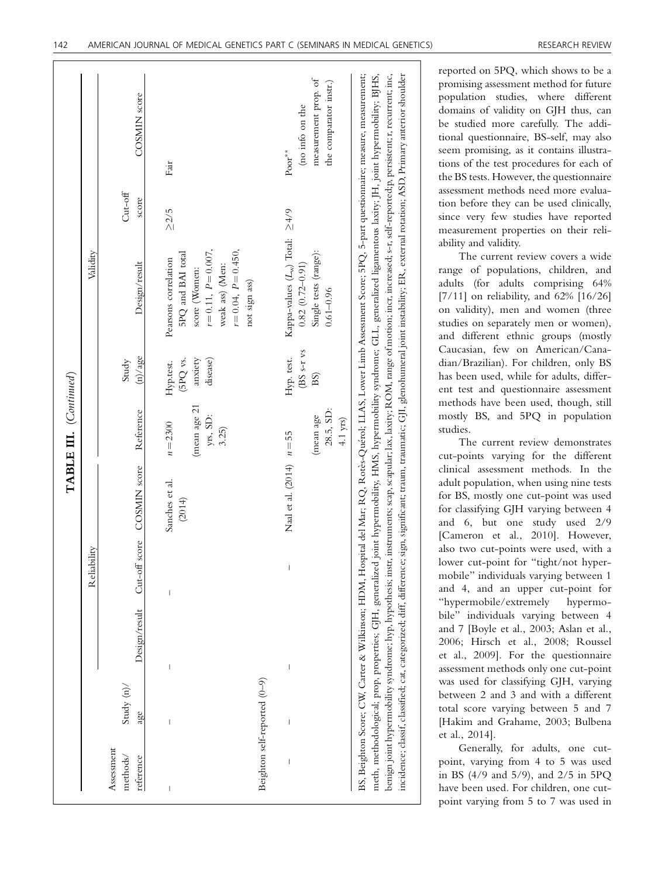**TABLE III.** (*Continued*)

| Assessment methods/ reference | Study (n)/ age | Reliability | | | Validity | | | | | |
|---|---|---|---|---|---|---|---|---|---|---|
| | | Design/result | Cut-off score | COSMIN score | Reference | Study (n)/age | Design/result | Cut-off score | COSMIN score | |
| – | – | – | – | | Sanches et al. (2014) | n = 2300 (mean age 21 yrs, SD: 3.25) | Hyp.test. (5PQ vs. anxiety disease) | Pearsons correlation 5PQ and BAI total score (Women: $r = 0.11$, $P = 0.007$, weak ass) (Men: $r = 0.04$, $P = 0.450$, not sign ass) | ≥2/5 | Fair |
| Beighton self-reported (0–9) | | | | | | | | | | |
| – | – | – | – | | Naal et al. (2014) | n = 55 (mean age 28.5, SD: 4.1 yrs) | Hyp. test. (BS s-r vs BS) | Kappa-values ($L_w$) Total: 0.82 (0.72–0.91) Single tests (range): 0.61–0.96 | ≥4/9 | Poor** (no info on the measurement prop. of the comparator instr.) |

BS, Beighton Score; CW, Carter & Wilkinson; HDM, Hospital del Mar; RQ, Rotès-Quérol; LLAS, Lower Limb Assessment Score; 5PQ, 5-part questionnaire; meas, measure, measurement; meth, methodological; prop, properties; GJH, generalized joint hypermobility; HMS, hypermobility syndrome; GLL, generalized ligamentous laxity; JH, joint hypermobility; BJHS, benign joint hypermobility syndrome; hyp, hypothesis; instr, instruments; scap, scapular; lax, laxity; ROM, range of motion; incr, increased; s-r, self-reported; p, persistent; r, recurrent; inc, incidence; classif, classified; cat, categorized; diff, difference; sign, significant; traum, traumatic; GJI, glenohumeral joint instability; ER, external rotation; ASD, Primary anterior shoulder

reported on 5PQ, which shows to be a promising assessment method for future population studies, where different domains of validity on GJH thus, can be studied more carefully. The additional questionnaire, BS-self, may also seem promising, as it contains illustrations of the test procedures for each of the BS tests. However, the questionnaire assessment methods need more evaluation before they can be used clinically, since very few studies have reported measurement properties on their reliability and validity.

The current review covers a wide range of populations, children, and adults (for adults comprising 64% [7/11] on reliability, and 62% [16/26] on validity), men and women (three studies on separately men or women), and different ethnic groups (mostly Caucasian, few on American/Canadian/Brazilian). For children, only BS has been used, while for adults, different test and questionnaire assessment methods have been used, though, still mostly BS, and 5PQ in population studies.

The current review demonstrates cut-points varying for the different clinical assessment methods. In the adult population, when using nine tests for BS, mostly one cut-point was used for classifying GJH varying between 4 and 6, but one study used 2/9 [Cameron et al., 2010]. However, also two cut-points were used, with a lower cut-point for "tight/not hypermobile" individuals varying between 1 and 4, and an upper cut-point for "hypermobile/extremely hypermobile" individuals varying between 4 and 7 [Boyle et al., 2003; Aslan et al., 2006; Hirsch et al., 2008; Roussel et al., 2009]. For the questionnaire assessment methods only one cut-point was used for classifying GJH, varying between 2 and 3 and with a different total score varying between 5 and 7 [Hakim and Grahame, 2003; Bulbena et al., 2014].

Generally, for adults, one cut-point, varying from 4 to 5 was used in BS (4/9 and 5/9), and 2/5 in 5PQ have been used. For children, one cut-point varying from 5 to 7 was used in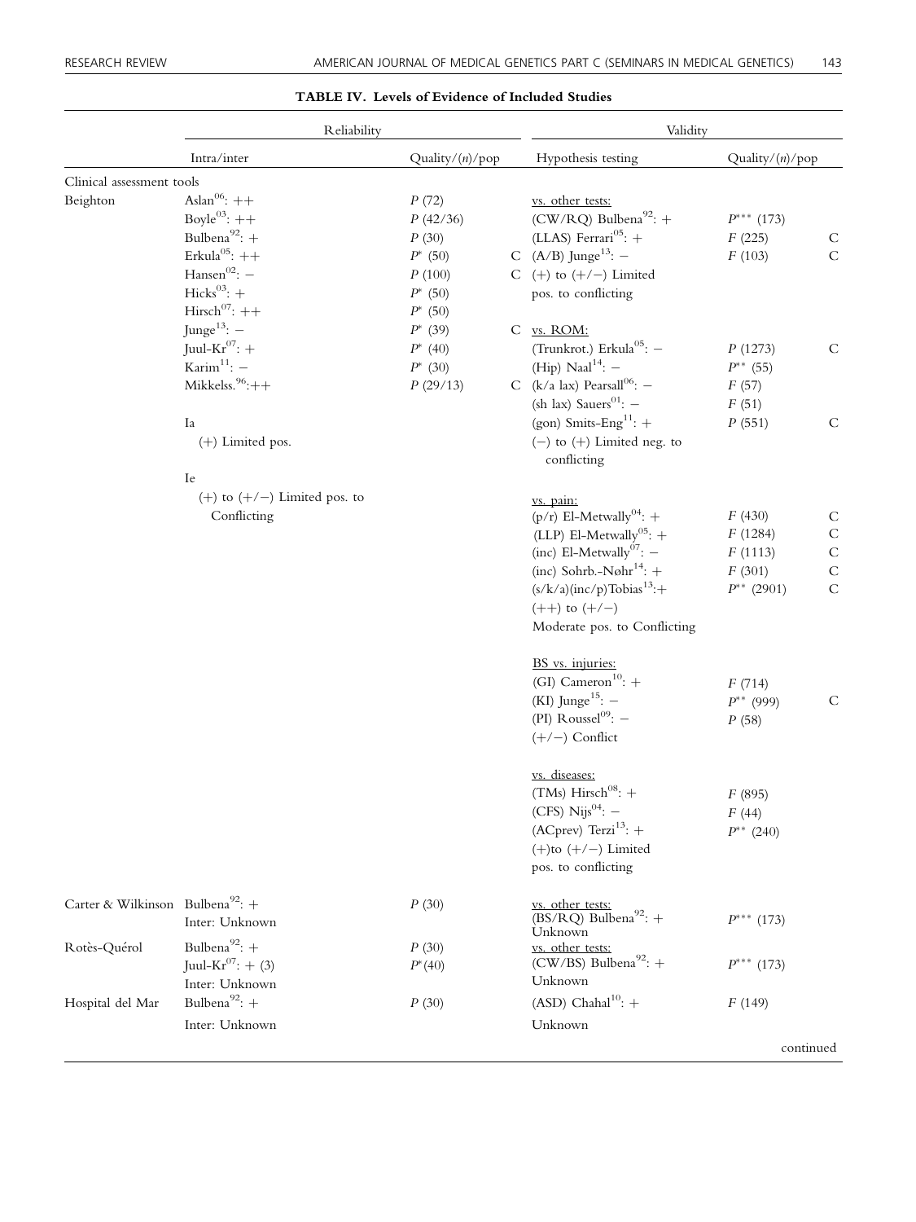**TABLE IV. Levels of Evidence of Included Studies**

| | Reliability | | | Validity | | |
|---|---|---|---|---|---|---|
| | Intra/inter | Quality/(n)/pop | | Hypothesis testing | Quality/(n)/pop | |
| Clinical assessment tools | | | | | | |
| Beighton | Aslan[06]: ++ | P (72) | | vs. other tests: | | |
| | Boyle[03]: ++ | P (42/36) | | (CW/RQ) Bulbena[92]: + | P*** (173) | |
| | Bulbena[92]: + | P (30) | | (LLAS) Ferrari[05]: + | F (225) | C |
| | Erkula[05]: ++ | P* (50) | C | (A/B) Junge[13]: − | F (103) | C |
| | Hansen[02]: − | P (100) | C | (+) to (+/−) Limited pos. to conflicting | | |
| | Hicks[03]: + | P* (50) | | | | |
| | Hirsch[07]: ++ | P* (50) | | | | |
| | Junge[13]: − | P* (39) | C | vs. ROM: | | |
| | Juul-Kr[07]: + | P* (40) | | (Trunkrot.) Erkula[05]: − | P (1273) | C |
| | Karim[11]: − | P* (30) | | (Hip) Naal[14]: − | P** (55) | |
| | Mikkelss.[96]: ++ | P (29/13) | C | (k/a lax) Pearsall[06]: − | F (57) | |
| | | | | (sh lax) Sauers[01]: − | F (51) | |
| | Ia | | | (gon) Smits-Eng[11]: + | P (551) | C |
| | (+) Limited pos. | | | (−) to (+) Limited neg. to conflicting | | |
| | Ie | | | | | |
| | (+) to (+/−) Limited pos. to Conflicting | | | vs. pain: | | |
| | | | | (p/r) El-Metwally[04]: + | F (430) | C |
| | | | | (LLP) El-Metwally[05]: + | F (1284) | C |
| | | | | (inc) El-Metwally[07]: − | F (1113) | C |
| | | | | (inc) Sohrb.-Nøhr[14]: + | F (301) | C |
| | | | | (s/k/a)(inc/p)Tobias[13]: + | P** (2901) | C |
| | | | | (++) to (+/−) Moderate pos. to Conflicting | | |
| | | | | BS vs. injuries: | | |
| | | | | (GI) Cameron[10]: + | F (714) | |
| | | | | (KI) Junge[15]: − | P** (999) | C |
| | | | | (PI) Roussel[09]: − | P (58) | |
| | | | | (+/−) Conflict | | |
| | | | | vs. diseases: | | |
| | | | | (TMs) Hirsch[08]: + | F (895) | |
| | | | | (CFS) Nijs[04]: − | F (44) | |
| | | | | (ACprev) Terzi[13]: + | P** (240) | |
| | | | | (+)to (+/−) Limited pos. to conflicting | | |
| Carter & Wilkinson | Bulbena[92]: + | P (30) | | vs. other tests: | | |
| | Inter: Unknown | | | (BS/RQ) Bulbena[92]: + | P*** (173) | |
| | | | | Unknown | | |
| Rotès-Quérol | Bulbena[92]: + | P (30) | | vs. other tests: | | |
| | Juul-Kr[07]: + (3) | P* (40) | | (CW/BS) Bulbena[92]: + | P*** (173) | |
| | Inter: Unknown | | | Unknown | | |
| Hospital del Mar | Bulbena[92]: + | P (30) | | (ASD) Chahal[10]: + | F (149) | |
| | Inter: Unknown | | | Unknown | | |

continued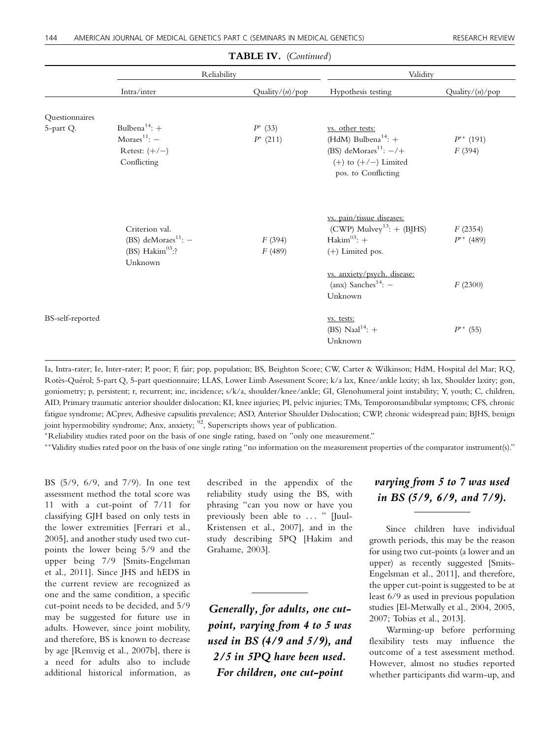**TABLE IV.** (*Continued*)

| | Reliability | | Validity | |
|---|---|---|---|---|
| | Intra/inter | Quality/(*n*)/pop | Hypothesis testing | Quality/(*n*)/pop |
| Questionnaires | | | | |
| 5-part Q. | Bulbena[14]: + | *P** (33) | vs. other tests: | |
| | Moraes[11]: − | *P** (211) | (HdM) Bulbena[14]: + | *P*** (191) |
| | Retest: (+/−) | | (BS) deMoraes[11]: −/+ | *F* (394) |
| | Conflicting | | (+) to (+/−) Limited pos. to Conflicting | |
| | | | vs. pain/tissue diseases: | |
| | Criterion val. | | (CWP) Mulvey[13]: + (BJHS) | *F* (2354) |
| | (BS) deMoraes[11]: − | *F* (394) | Hakim[03]: + | *P*** (489) |
| | (BS) Hakim[03]:? | *F* (489) | (+) Limited pos. | |
| | Unknown | | | |
| | | | vs. anxiety/psych. disease: | |
| | | | (anx) Sanches[14]: − | *F* (2300) |
| | | | Unknown | |
| BS-self-reported | | | vs. tests: | |
| | | | (BS) Naal[14]: + | *P*** (55) |
| | | | Unknown | |

Ia, Intra-rater; Ie, Inter-rater; P, poor; F, fair; pop, population; BS, Beighton Score; CW, Carter & Wilkinson; HdM, Hospital del Mar; RQ, Rotès-Quérol; 5-part Q, 5-part questionnaire; LLAS, Lower Limb Assessment Score; k/a lax, Knee/ankle laxity; sh lax, Shoulder laxity; gon, goniometry; p, persistent; r, recurrent; inc, incidence; s/k/a, shoulder/knee/ankle; GI, Glenohumeral joint instability; Y, youth; C, children, AID, Primary traumatic anterior shoulder dislocation; KI, knee injuries; PI, pelvic injuries; TMs, Temporomandibular symptoms; CFS, chronic fatigue syndrome; ACprev, Adhesive capsulitis prevalence; ASD, Anterior Shoulder Dislocation; CWP, chronic widespread pain; BJHS, benign joint hypermobility syndrome; Anx, anxiety; [92], Superscripts shows year of publication.

*Reliability studies rated poor on the basis of one single rating, based on "only one measurement."

**Validity studies rated poor on the basis of one single rating "no information on the measurement properties of the comparator instrument(s)."

BS (5/9, 6/9, and 7/9). In one test assessment method the total score was 11 with a cut-point of 7/11 for classifying GJH based on only tests in the lower extremities [Ferrari et al., 2005], and another study used two cut-points the lower being 5/9 and the upper being 7/9 [Smits-Engelsman et al., 2011]. Since JHS and hEDS in the current review are recognized as one and the same condition, a specific cut-point needs to be decided, and 5/9 may be suggested for future use in adults. However, since joint mobility, and therefore, BS is known to decrease by age [Remvig et al., 2007b], there is a need for adults also to include additional historical information, as described in the appendix of the reliability study using the BS, with phrasing "can you now or have you previously been able to ... " [Juul-Kristensen et al., 2007], and in the study describing 5PQ [Hakim and Grahame, 2003].

***Generally, for adults, one cut-point, varying from 4 to 5 was used in BS (4/9 and 5/9), and 2/5 in 5PQ have been used. For children, one cut-point varying from 5 to 7 was used in BS (5/9, 6/9, and 7/9).***

Since children have individual growth periods, this may be the reason for using two cut-points (a lower and an upper) as recently suggested [Smits-Engelsman et al., 2011], and therefore, the upper cut-point is suggested to be at least 6/9 as used in previous population studies [El-Metwally et al., 2004, 2005, 2007; Tobias et al., 2013].

Warming-up before performing flexibility tests may influence the outcome of a test assessment method. However, almost no studies reported whether participants did warm-up, and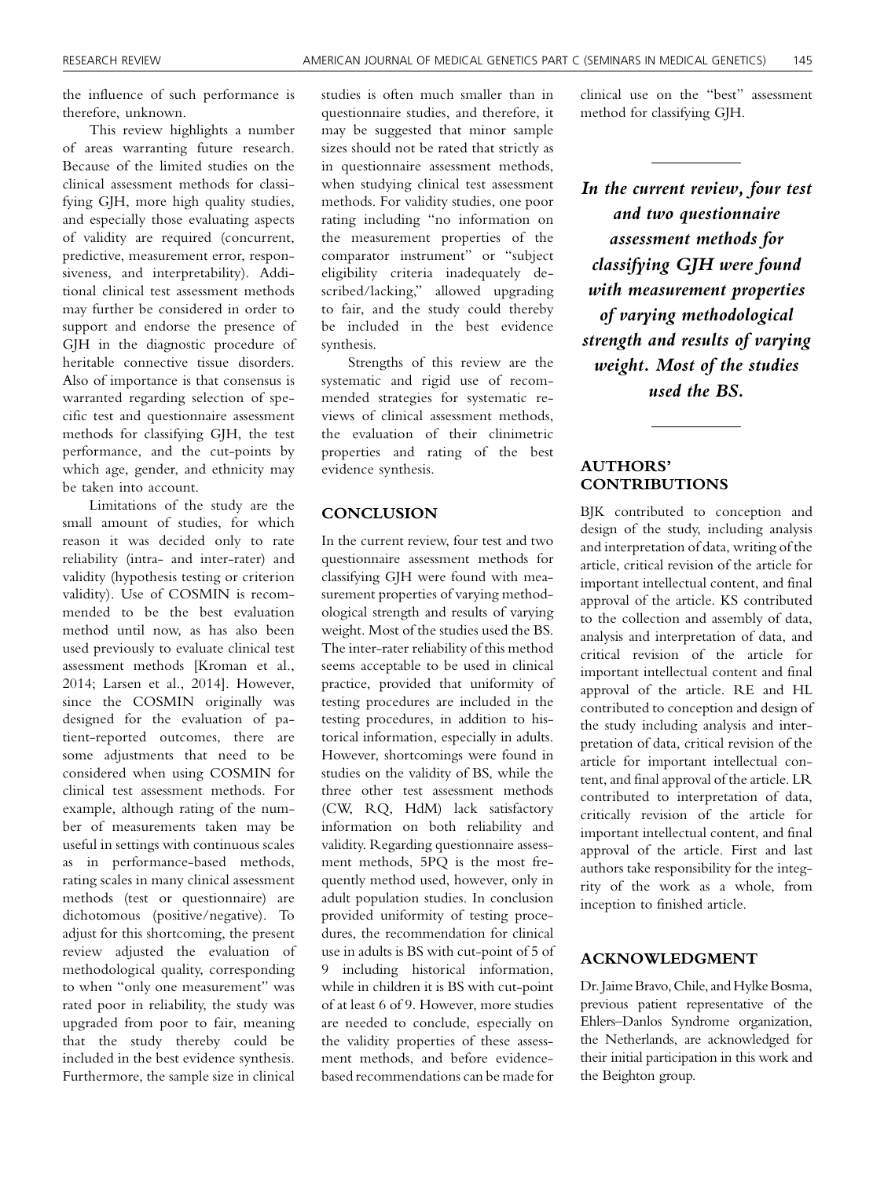the influence of such performance is therefore, unknown.

This review highlights a number of areas warranting future research. Because of the limited studies on the clinical assessment methods for classifying GJH, more high quality studies, and especially those evaluating aspects of validity are required (concurrent, predictive, measurement error, responsiveness, and interpretability). Additional clinical test assessment methods may further be considered in order to support and endorse the presence of GJH in the diagnostic procedure of heritable connective tissue disorders. Also of importance is that consensus is warranted regarding selection of specific test and questionnaire assessment methods for classifying GJH, the test performance, and the cut-points by which age, gender, and ethnicity may be taken into account.

Limitations of the study are the small amount of studies, for which reason it was decided only to rate reliability (intra- and inter-rater) and validity (hypothesis testing or criterion validity). Use of COSMIN is recommended to be the best evaluation method until now, as has also been used previously to evaluate clinical test assessment methods [Kroman et al., 2014; Larsen et al., 2014]. However, since the COSMIN originally was designed for the evaluation of patient-reported outcomes, there are some adjustments that need to be considered when using COSMIN for clinical test assessment methods. For example, although rating of the number of measurements taken may be useful in settings with continuous scales as in performance-based methods, rating scales in many clinical assessment methods (test or questionnaire) are dichotomous (positive/negative). To adjust for this shortcoming, the present review adjusted the evaluation of methodological quality, corresponding to when "only one measurement" was rated poor in reliability, the study was upgraded from poor to fair, meaning that the study thereby could be included in the best evidence synthesis. Furthermore, the sample size in clinical studies is often much smaller than in questionnaire studies, and therefore, it may be suggested that minor sample sizes should not be rated that strictly as in questionnaire assessment methods, when studying clinical test assessment methods. For validity studies, one poor rating including "no information on the measurement properties of the comparator instrument" or "subject eligibility criteria inadequately described/lacking," allowed upgrading to fair, and the study could thereby be included in the best evidence synthesis.

Strengths of this review are the systematic and rigid use of recommended strategies for systematic reviews of clinical assessment methods, the evaluation of their clinimetric properties and rating of the best evidence synthesis.

## CONCLUSION

In the current review, four test and two questionnaire assessment methods for classifying GJH were found with measurement properties of varying methodological strength and results of varying weight. Most of the studies used the BS. The inter-rater reliability of this method seems acceptable to be used in clinical practice, provided that uniformity of testing procedures are included in the testing procedures, in addition to historical information, especially in adults. However, shortcomings were found in studies on the validity of BS, while the three other test assessment methods (CW, RQ, HdM) lack satisfactory information on both reliability and validity. Regarding questionnaire assessment methods, 5PQ is the most frequently method used, however, only in adult population studies. In conclusion provided uniformity of testing procedures, the recommendation for clinical use in adults is BS with cut-point of 5 of 9 including historical information, while in children it is BS with cut-point of at least 6 of 9. However, more studies are needed to conclude, especially on the validity properties of these assessment methods, and before evidence-based recommendations can be made for clinical use on the "best" assessment method for classifying GJH.

> ***In the current review, four test and two questionnaire assessment methods for classifying GJH were found with measurement properties of varying methodological strength and results of varying weight. Most of the studies used the BS.***

## AUTHORS' CONTRIBUTIONS

BJK contributed to conception and design of the study, including analysis and interpretation of data, writing of the article, critical revision of the article for important intellectual content, and final approval of the article. KS contributed to the collection and assembly of data, analysis and interpretation of data, and critical revision of the article for important intellectual content and final approval of the article. RE and HL contributed to conception and design of the study including analysis and interpretation of data, critical revision of the article for important intellectual content, and final approval of the article. LR contributed to interpretation of data, critically revision of the article for important intellectual content, and final approval of the article. First and last authors take responsibility for the integrity of the work as a whole, from inception to finished article.

## ACKNOWLEDGMENT

Dr. Jaime Bravo, Chile, and Hylke Bosma, previous patient representative of the Ehlers–Danlos Syndrome organization, the Netherlands, are acknowledged for their initial participation in this work and the Beighton group.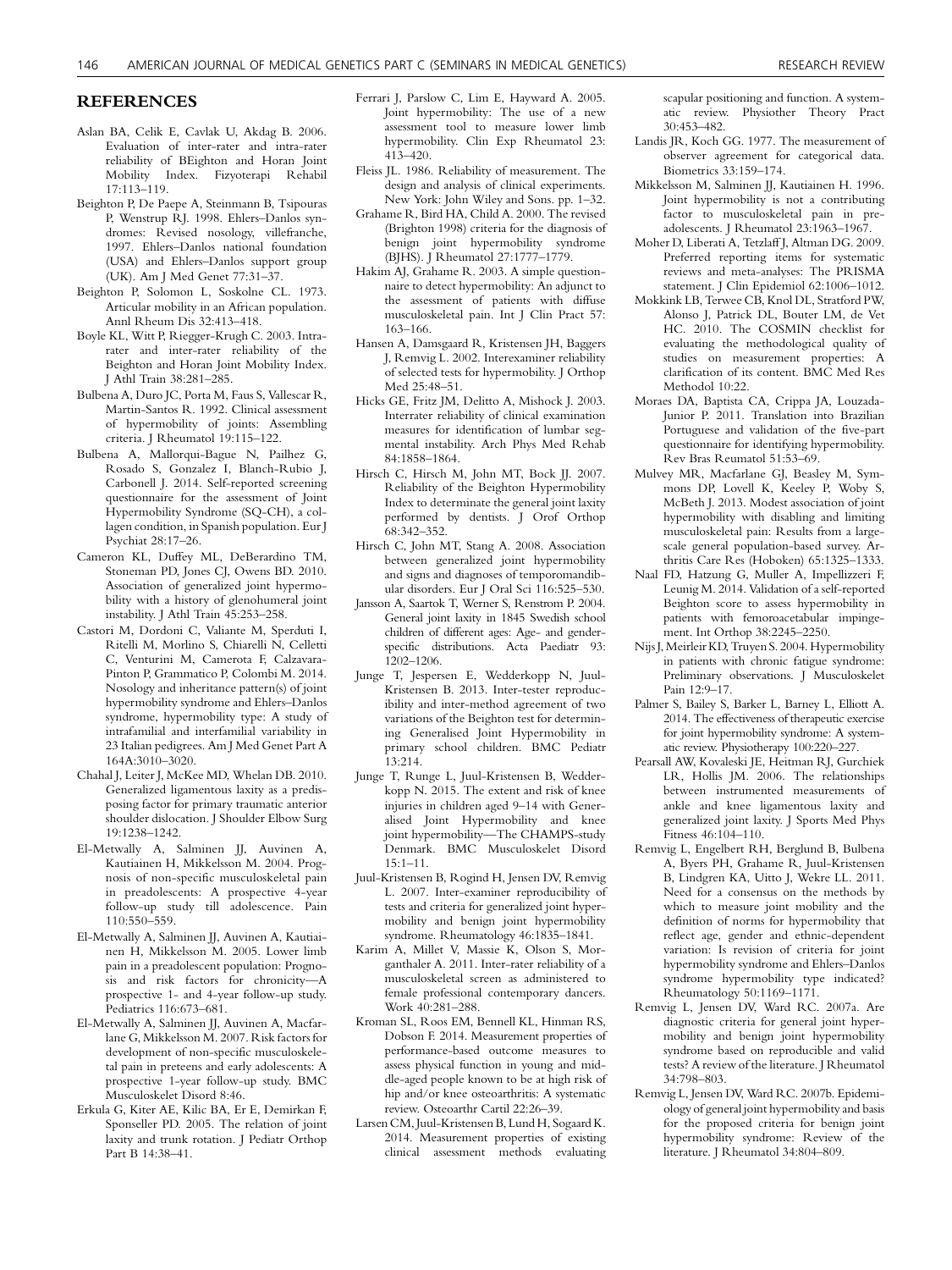## REFERENCES

Aslan BA, Celik E, Cavlak U, Akdag B. 2006. Evaluation of inter-rater and intra-rater reliability of BEighton and Horan Joint Mobility Index. Fizyoterapi Rehabil 17:113–119.

Beighton P, De Paepe A, Steinmann B, Tsipouras P, Wenstrup RJ. 1998. Ehlers–Danlos syndromes: Revised nosology, villefranche, 1997. Ehlers–Danlos national foundation (USA) and Ehlers–Danlos support group (UK). Am J Med Genet 77:31–37.

Beighton P, Solomon L, Soskolne CL. 1973. Articular mobility in an African population. Annl Rheum Dis 32:413–418.

Boyle KL, Witt P, Riegger-Krugh C. 2003. Intrarater and inter-rater reliability of the Beighton and Horan Joint Mobility Index. J Athl Train 38:281–285.

Bulbena A, Duro JC, Porta M, Faus S, Vallescar R, Martin-Santos R. 1992. Clinical assessment of hypermobility of joints: Assembling criteria. J Rheumatol 19:115–122.

Bulbena A, Mallorqui-Bague N, Pailhez G, Rosado S, Gonzalez I, Blanch-Rubio J, Carbonell J. 2014. Self-reported screening questionnaire for the assessment of Joint Hypermobility Syndrome (SQ-CH), a collagen condition, in Spanish population. Eur J Psychiat 28:17–26.

Cameron KL, Duffey ML, DeBerardino TM, Stoneman PD, Jones CJ, Owens BD. 2010. Association of generalized joint hypermobility with a history of glenohumeral joint instability. J Athl Train 45:253–258.

Castori M, Dordoni C, Valiante M, Sperduti I, Ritelli M, Morlino S, Chiarelli N, Celletti C, Venturini M, Camerota F, Calzavara-Pinton P, Grammatico P, Colombi M. 2014. Nosology and inheritance pattern(s) of joint hypermobility syndrome and Ehlers–Danlos syndrome, hypermobility type: A study of intrafamilial and interfamilial variability in 23 Italian pedigrees. Am J Med Genet Part A 164A:3010–3020.

Chahal J, Leiter J, McKee MD, Whelan DB. 2010. Generalized ligamentous laxity as a predisposing factor for primary traumatic anterior shoulder dislocation. J Shoulder Elbow Surg 19:1238–1242.

El-Metwally A, Salminen JJ, Auvinen A, Kautiainen H, Mikkelsson M. 2004. Prognosis of non-specific musculoskeletal pain in preadolescents: A prospective 4-year follow-up study till adolescence. Pain 110:550–559.

El-Metwally A, Salminen JJ, Auvinen A, Kautiainen H, Mikkelsson M. 2005. Lower limb pain in a preadolescent population: Prognosis and risk factors for chronicity—A prospective 1- and 4-year follow-up study. Pediatrics 116:673–681.

El-Metwally A, Salminen JJ, Auvinen A, Macfarlane G, Mikkelsson M. 2007. Risk factors for development of non-specific musculoskeletal pain in preteens and early adolescents: A prospective 1-year follow-up study. BMC Musculoskelet Disord 8:46.

Erkula G, Kiter AE, Kilic BA, Er E, Demirkan F, Sponseller PD. 2005. The relation of joint laxity and trunk rotation. J Pediatr Orthop Part B 14:38–41.

Ferrari J, Parslow C, Lim E, Hayward A. 2005. Joint hypermobility: The use of a new assessment tool to measure lower limb hypermobility. Clin Exp Rheumatol 23: 413–420.

Fleiss JL. 1986. Reliability of measurement. The design and analysis of clinical experiments. New York: John Wiley and Sons. pp. 1–32.

Grahame R, Bird HA, Child A. 2000. The revised (Brighton 1998) criteria for the diagnosis of benign joint hypermobility syndrome (BJHS). J Rheumatol 27:1777–1779.

Hakim AJ, Grahame R. 2003. A simple questionnaire to detect hypermobility: An adjunct to the assessment of patients with diffuse musculoskeletal pain. Int J Clin Pract 57: 163–166.

Hansen A, Damsgaard R, Kristensen JH, Baggers J, Remvig L. 2002. Interexaminer reliability of selected tests for hypermobility. J Orthop Med 25:48–51.

Hicks GE, Fritz JM, Delitto A, Mishock J. 2003. Interrater reliability of clinical examination measures for identification of lumbar segmental instability. Arch Phys Med Rehab 84:1858–1864.

Hirsch C, Hirsch M, John MT, Bock JJ. 2007. Reliability of the Beighton Hypermobility Index to determinate the general joint laxity performed by dentists. J Orof Orthop 68:342–352.

Hirsch C, John MT, Stang A. 2008. Association between generalized joint hypermobility and signs and diagnoses of temporomandibular disorders. Eur J Oral Sci 116:525–530.

Jansson A, Saartok T, Werner S, Renstrom P. 2004. General joint laxity in 1845 Swedish school children of different ages: Age- and gender-specific distributions. Acta Paediatr 93: 1202–1206.

Junge T, Jespersen E, Wedderkopp N, Juul-Kristensen B. 2013. Inter-tester reproducibility and inter-method agreement of two variations of the Beighton test for determining Generalised Joint Hypermobility in primary school children. BMC Pediatr 13:214.

Junge T, Runge L, Juul-Kristensen B, Wedderkopp N. 2015. The extent and risk of knee injuries in children aged 9–14 with Generalised Joint Hypermobility and knee joint hypermobility—The CHAMPS-study Denmark. BMC Musculoskelet Disord 15:1–11.

Juul-Kristensen B, Rogind H, Jensen DV, Remvig L. 2007. Inter-examiner reproducibility of tests and criteria for generalized joint hypermobility and benign joint hypermobility syndrome. Rheumatology 46:1835–1841.

Karim A, Millet V, Massie K, Olson S, Morganthaler A. 2011. Inter-rater reliability of a musculoskeletal screen as administered to female professional contemporary dancers. Work 40:281–288.

Kroman SL, Roos EM, Bennell KL, Hinman RS, Dobson F. 2014. Measurement properties of performance-based outcome measures to assess physical function in young and middle-aged people known to be at high risk of hip and/or knee osteoarthritis: A systematic review. Osteoarthr Cartil 22:26–39.

Larsen CM, Juul-Kristensen B, Lund H, Sogaard K. 2014. Measurement properties of existing clinical assessment methods evaluating scapular positioning and function. A systematic review. Physiother Theory Pract 30:453–482.

Landis JR, Koch GG. 1977. The measurement of observer agreement for categorical data. Biometrics 33:159–174.

Mikkelsson M, Salminen JJ, Kautiainen H. 1996. Joint hypermobility is not a contributing factor to musculoskeletal pain in pre-adolescents. J Rheumatol 23:1963–1967.

Moher D, Liberati A, Tetzlaff J, Altman DG. 2009. Preferred reporting items for systematic reviews and meta-analyses: The PRISMA statement. J Clin Epidemiol 62:1006–1012.

Mokkink LB, Terwee CB, Knol DL, Stratford PW, Alonso J, Patrick DL, Bouter LM, de Vet HC. 2010. The COSMIN checklist for evaluating the methodological quality of studies on measurement properties: A clarification of its content. BMC Med Res Methodol 10:22.

Moraes DA, Baptista CA, Crippa JA, Louzada-Junior P. 2011. Translation into Brazilian Portuguese and validation of the five-part questionnaire for identifying hypermobility. Rev Bras Reumatol 51:53–69.

Mulvey MR, Macfarlane GJ, Beasley M, Symmons DP, Lovell K, Keeley P, Woby S, McBeth J. 2013. Modest association of joint hypermobility with disabling and limiting musculoskeletal pain: Results from a large-scale general population-based survey. Arthritis Care Res (Hoboken) 65:1325–1333.

Naal FD, Hatzung G, Muller A, Impellizzeri F, Leunig M. 2014. Validation of a self-reported Beighton score to assess hypermobility in patients with femoroacetabular impingement. Int Orthop 38:2245–2250.

Nijs J, Meirleir KD, Truyen S. 2004. Hypermobility in patients with chronic fatigue syndrome: Preliminary observations. J Musculoskelet Pain 12:9–17.

Palmer S, Bailey S, Barker L, Barney L, Elliott A. 2014. The effectiveness of therapeutic exercise for joint hypermobility syndrome: A systematic review. Physiotherapy 100:220–227.

Pearsall AW, Kovaleski JE, Heitman RJ, Gurchiek LR, Hollis JM. 2006. The relationships between instrumented measurements of ankle and knee ligamentous laxity and generalized joint laxity. J Sports Med Phys Fitness 46:104–110.

Remvig L, Engelbert RH, Berglund B, Bulbena A, Byers PH, Grahame R, Juul-Kristensen B, Lindgren KA, Uitto J, Wekre LL. 2011. Need for a consensus on the methods by which to measure joint mobility and the definition of norms for hypermobility that reflect age, gender and ethnic-dependent variation: Is revision of criteria for joint hypermobility syndrome and Ehlers–Danlos syndrome hypermobility type indicated? Rheumatology 50:1169–1171.

Remvig L, Jensen DV, Ward RC. 2007a. Are diagnostic criteria for general joint hypermobility and benign joint hypermobility syndrome based on reproducible and valid tests? A review of the literature. J Rheumatol 34:798–803.

Remvig L, Jensen DV, Ward RC. 2007b. Epidemiology of general joint hypermobility and basis for the proposed criteria for benign joint hypermobility syndrome: Review of the literature. J Rheumatol 34:804–809.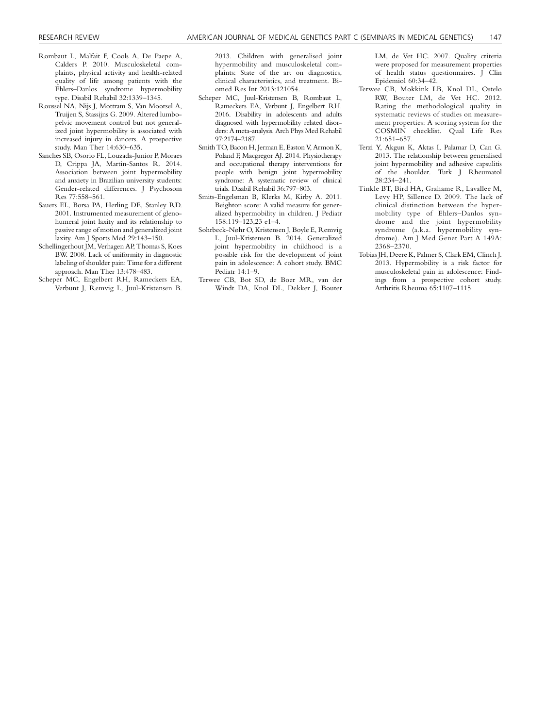Rombaut L, Malfait F, Cools A, De Paepe A, Calders P. 2010. Musculoskeletal complaints, physical activity and health-related quality of life among patients with the Ehlers–Danlos syndrome hypermobility type. Disabil Rehabil 32:1339–1345.

Roussel NA, Nijs J, Mottram S, Van Moorsel A, Truijen S, Stassijns G. 2009. Altered lumbopelvic movement control but not generalized joint hypermobility is associated with increased injury in dancers. A prospective study. Man Ther 14:630–635.

Sanches SB, Osorio FL, Louzada-Junior P, Moraes D, Crippa JA, Martin-Santos R. 2014. Association between joint hypermobility and anxiety in Brazilian university students: Gender-related differences. J Psychosom Res 77:558–561.

Sauers EL, Borsa PA, Herling DE, Stanley RD. 2001. Instrumented measurement of glenohumeral joint laxity and its relationship to passive range of motion and generalized joint laxity. Am J Sports Med 29:143–150.

Schellingerhout JM, Verhagen AP, Thomas S, Koes BW. 2008. Lack of uniformity in diagnostic labeling of shoulder pain: Time for a different approach. Man Ther 13:478–483.

Scheper MC, Engelbert RH, Rameckers EA, Verbunt J, Remvig L, Juul-Kristensen B. 2013. Children with generalised joint hypermobility and musculoskeletal complaints: State of the art on diagnostics, clinical characteristics, and treatment. Biomed Res Int 2013:121054.

Scheper MC, Juul-Kristensen B, Rombaut L, Rameckers EA, Verbunt J, Engelbert RH. 2016. Disability in adolescents and adults diagnosed with hypermobility related disorders: A meta-analysis. Arch Phys Med Rehabil 97:2174–2187.

Smith TO, Bacon H, Jerman E, Easton V, Armon K, Poland F, Macgregor AJ. 2014. Physiotherapy and occupational therapy interventions for people with benign joint hypermobility syndrome: A systematic review of clinical trials. Disabil Rehabil 36:797–803.

Smits-Engelsman B, Klerks M, Kirby A. 2011. Beighton score: A valid measure for generalized hypermobility in children. J Pediatr 158:119–123,23 e1–4.

Sohrbeck-Nøhr O, Kristensen J, Boyle E, Remvig L, Juul-Kristensen B. 2014. Generalized joint hypermobility in childhood is a possible risk for the development of joint pain in adolescence: A cohort study. BMC Pediatr 14:1–9.

Terwee CB, Bot SD, de Boer MR, van der Windt DA, Knol DL, Dekker J, Bouter LM, de Vet HC. 2007. Quality criteria were proposed for measurement properties of health status questionnaires. J Clin Epidemiol 60:34–42.

Terwee CB, Mokkink LB, Knol DL, Ostelo RW, Bouter LM, de Vet HC. 2012. Rating the methodological quality in systematic reviews of studies on measurement properties: A scoring system for the COSMIN checklist. Qual Life Res 21:651–657.

Terzi Y, Akgun K, Aktas I, Palamar D, Can G. 2013. The relationship between generalised joint hypermobility and adhesive capsulitis of the shoulder. Turk J Rheumatol 28:234–241.

Tinkle BT, Bird HA, Grahame R, Lavallee M, Levy HP, Sillence D. 2009. The lack of clinical distinction between the hypermobility type of Ehlers–Danlos syndrome and the joint hypermobility syndrome (a.k.a. hypermobility syndrome). Am J Med Genet Part A 149A: 2368–2370.

Tobias JH, Deere K, Palmer S, Clark EM, Clinch J. 2013. Hypermobility is a risk factor for musculoskeletal pain in adolescence: Findings from a prospective cohort study. Arthritis Rheuma 65:1107–1115.